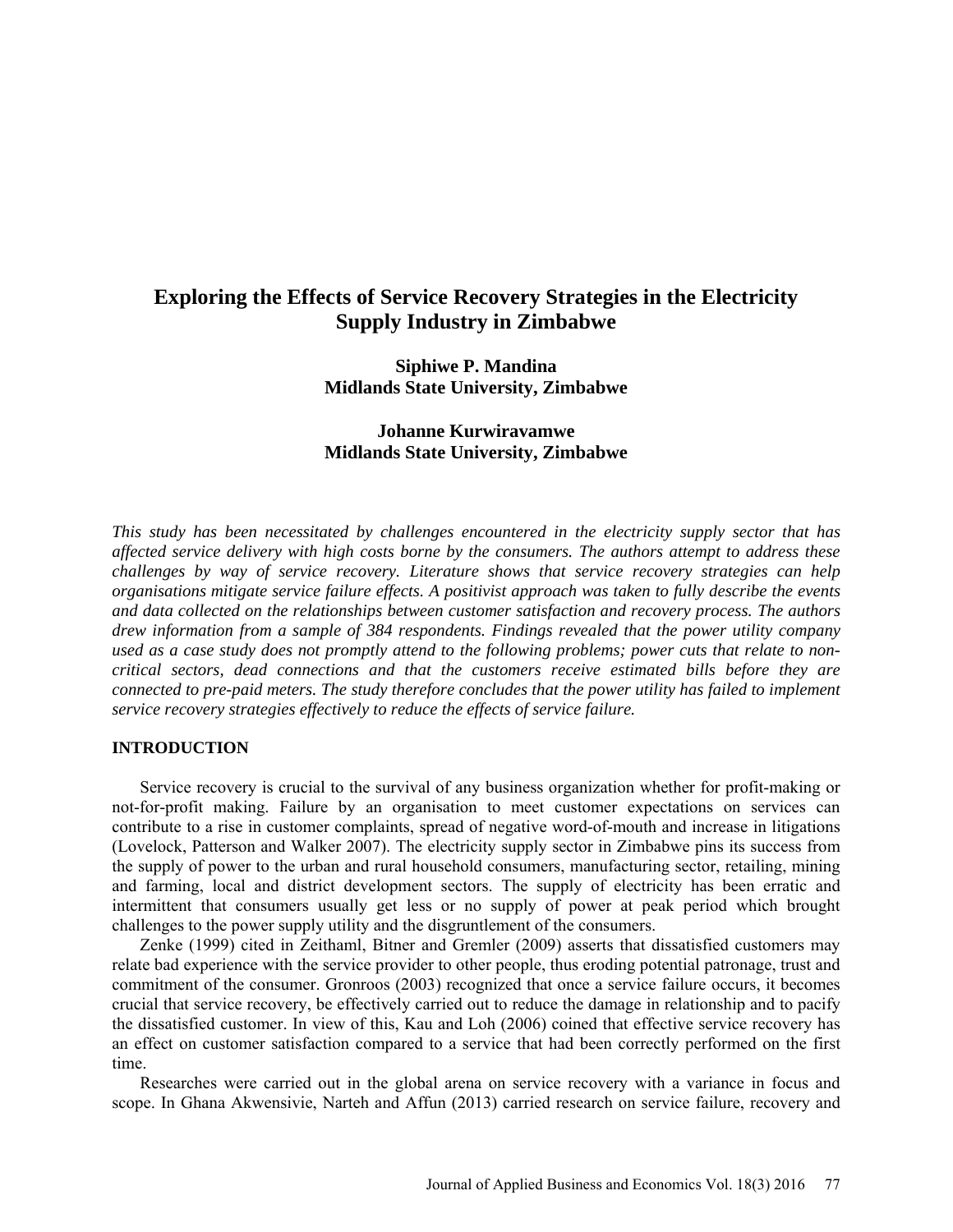# Exploring the Effects of Service Recovery Strategies in the Electricity Supply Industry in Zimbabwe

**Siphiwe P. Mandina**
**Midlands State University, Zimbabwe**

**Johanne Kurwiravamwe**
**Midlands State University, Zimbabwe**

*This study has been necessitated by challenges encountered in the electricity supply sector that has affected service delivery with high costs borne by the consumers. The authors attempt to address these challenges by way of service recovery. Literature shows that service recovery strategies can help organisations mitigate service failure effects. A positivist approach was taken to fully describe the events and data collected on the relationships between customer satisfaction and recovery process. The authors drew information from a sample of 384 respondents. Findings revealed that the power utility company used as a case study does not promptly attend to the following problems; power cuts that relate to non-critical sectors, dead connections and that the customers receive estimated bills before they are connected to pre-paid meters. The study therefore concludes that the power utility has failed to implement service recovery strategies effectively to reduce the effects of service failure.*

## INTRODUCTION

Service recovery is crucial to the survival of any business organization whether for profit-making or not-for-profit making. Failure by an organisation to meet customer expectations on services can contribute to a rise in customer complaints, spread of negative word-of-mouth and increase in litigations (Lovelock, Patterson and Walker 2007). The electricity supply sector in Zimbabwe pins its success from the supply of power to the urban and rural household consumers, manufacturing sector, retailing, mining and farming, local and district development sectors. The supply of electricity has been erratic and intermittent that consumers usually get less or no supply of power at peak period which brought challenges to the power supply utility and the disgruntlement of the consumers.

Zenke (1999) cited in Zeithaml, Bitner and Gremler (2009) asserts that dissatisfied customers may relate bad experience with the service provider to other people, thus eroding potential patronage, trust and commitment of the consumer. Gronroos (2003) recognized that once a service failure occurs, it becomes crucial that service recovery, be effectively carried out to reduce the damage in relationship and to pacify the dissatisfied customer. In view of this, Kau and Loh (2006) coined that effective service recovery has an effect on customer satisfaction compared to a service that had been correctly performed on the first time.

Researches were carried out in the global arena on service recovery with a variance in focus and scope. In Ghana Akwensivie, Narteh and Affun (2013) carried research on service failure, recovery and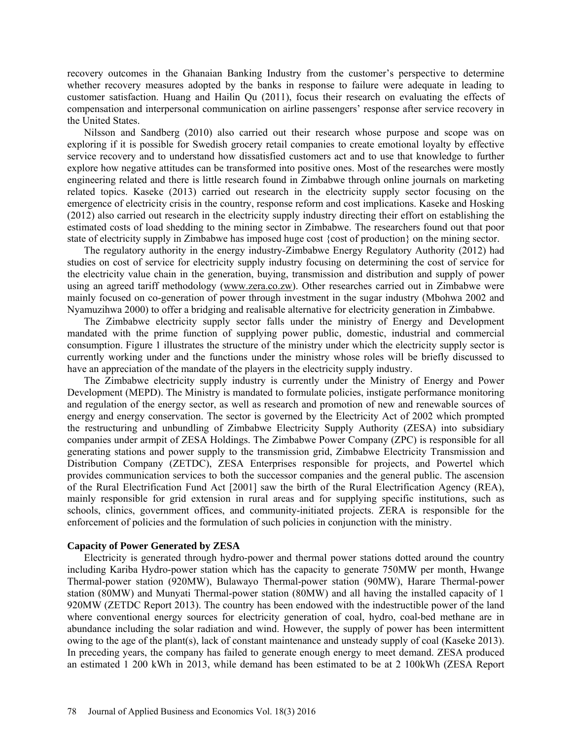recovery outcomes in the Ghanaian Banking Industry from the customer's perspective to determine whether recovery measures adopted by the banks in response to failure were adequate in leading to customer satisfaction. Huang and Hailin Qu (2011), focus their research on evaluating the effects of compensation and interpersonal communication on airline passengers' response after service recovery in the United States.

Nilsson and Sandberg (2010) also carried out their research whose purpose and scope was on exploring if it is possible for Swedish grocery retail companies to create emotional loyalty by effective service recovery and to understand how dissatisfied customers act and to use that knowledge to further explore how negative attitudes can be transformed into positive ones. Most of the researches were mostly engineering related and there is little research found in Zimbabwe through online journals on marketing related topics. Kaseke (2013) carried out research in the electricity supply sector focusing on the emergence of electricity crisis in the country, response reform and cost implications. Kaseke and Hosking (2012) also carried out research in the electricity supply industry directing their effort on establishing the estimated costs of load shedding to the mining sector in Zimbabwe. The researchers found out that poor state of electricity supply in Zimbabwe has imposed huge cost {cost of production} on the mining sector.

The regulatory authority in the energy industry-Zimbabwe Energy Regulatory Authority (2012) had studies on cost of service for electricity supply industry focusing on determining the cost of service for the electricity value chain in the generation, buying, transmission and distribution and supply of power using an agreed tariff methodology (www.zera.co.zw). Other researches carried out in Zimbabwe were mainly focused on co-generation of power through investment in the sugar industry (Mbohwa 2002 and Nyamuzihwa 2000) to offer a bridging and realisable alternative for electricity generation in Zimbabwe.

The Zimbabwe electricity supply sector falls under the ministry of Energy and Development mandated with the prime function of supplying power public, domestic, industrial and commercial consumption. Figure 1 illustrates the structure of the ministry under which the electricity supply sector is currently working under and the functions under the ministry whose roles will be briefly discussed to have an appreciation of the mandate of the players in the electricity supply industry.

The Zimbabwe electricity supply industry is currently under the Ministry of Energy and Power Development (MEPD). The Ministry is mandated to formulate policies, instigate performance monitoring and regulation of the energy sector, as well as research and promotion of new and renewable sources of energy and energy conservation. The sector is governed by the Electricity Act of 2002 which prompted the restructuring and unbundling of Zimbabwe Electricity Supply Authority (ZESA) into subsidiary companies under armpit of ZESA Holdings. The Zimbabwe Power Company (ZPC) is responsible for all generating stations and power supply to the transmission grid, Zimbabwe Electricity Transmission and Distribution Company (ZETDC), ZESA Enterprises responsible for projects, and Powertel which provides communication services to both the successor companies and the general public. The ascension of the Rural Electrification Fund Act [2001] saw the birth of the Rural Electrification Agency (REA), mainly responsible for grid extension in rural areas and for supplying specific institutions, such as schools, clinics, government offices, and community-initiated projects. ZERA is responsible for the enforcement of policies and the formulation of such policies in conjunction with the ministry.

### Capacity of Power Generated by ZESA

Electricity is generated through hydro-power and thermal power stations dotted around the country including Kariba Hydro-power station which has the capacity to generate 750MW per month, Hwange Thermal-power station (920MW), Bulawayo Thermal-power station (90MW), Harare Thermal-power station (80MW) and Munyati Thermal-power station (80MW) and all having the installed capacity of 1 920MW (ZETDC Report 2013). The country has been endowed with the indestructible power of the land where conventional energy sources for electricity generation of coal, hydro, coal-bed methane are in abundance including the solar radiation and wind. However, the supply of power has been intermittent owing to the age of the plant(s), lack of constant maintenance and unsteady supply of coal (Kaseke 2013). In preceding years, the company has failed to generate enough energy to meet demand. ZESA produced an estimated 1 200 kWh in 2013, while demand has been estimated to be at 2 100kWh (ZESA Report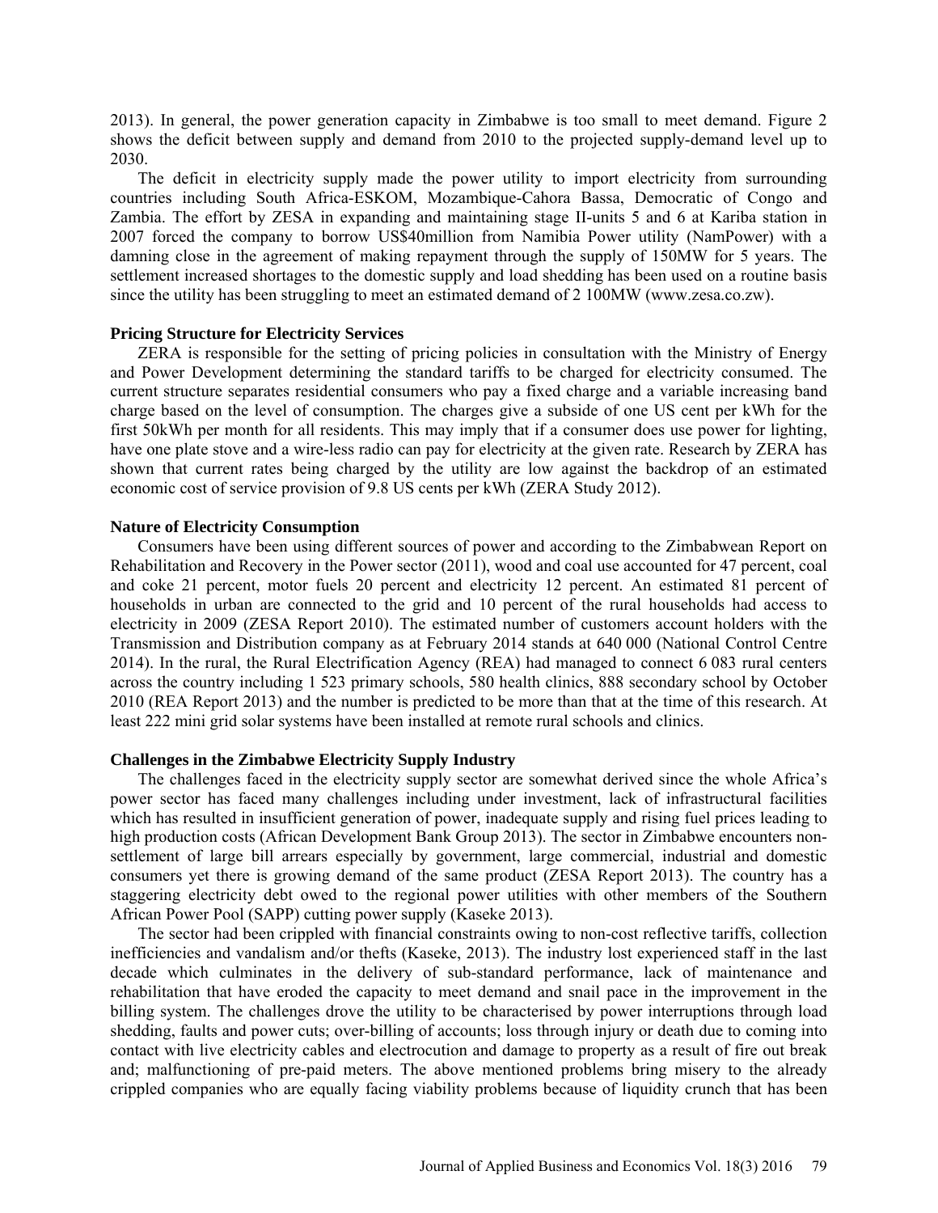2013). In general, the power generation capacity in Zimbabwe is too small to meet demand. Figure 2 shows the deficit between supply and demand from 2010 to the projected supply-demand level up to 2030.

The deficit in electricity supply made the power utility to import electricity from surrounding countries including South Africa-ESKOM, Mozambique-Cahora Bassa, Democratic of Congo and Zambia. The effort by ZESA in expanding and maintaining stage II-units 5 and 6 at Kariba station in 2007 forced the company to borrow US$40million from Namibia Power utility (NamPower) with a damning close in the agreement of making repayment through the supply of 150MW for 5 years. The settlement increased shortages to the domestic supply and load shedding has been used on a routine basis since the utility has been struggling to meet an estimated demand of 2 100MW (www.zesa.co.zw).

**Pricing Structure for Electricity Services**

ZERA is responsible for the setting of pricing policies in consultation with the Ministry of Energy and Power Development determining the standard tariffs to be charged for electricity consumed. The current structure separates residential consumers who pay a fixed charge and a variable increasing band charge based on the level of consumption. The charges give a subside of one US cent per kWh for the first 50kWh per month for all residents. This may imply that if a consumer does use power for lighting, have one plate stove and a wire-less radio can pay for electricity at the given rate. Research by ZERA has shown that current rates being charged by the utility are low against the backdrop of an estimated economic cost of service provision of 9.8 US cents per kWh (ZERA Study 2012).

**Nature of Electricity Consumption**

Consumers have been using different sources of power and according to the Zimbabwean Report on Rehabilitation and Recovery in the Power sector (2011), wood and coal use accounted for 47 percent, coal and coke 21 percent, motor fuels 20 percent and electricity 12 percent. An estimated 81 percent of households in urban are connected to the grid and 10 percent of the rural households had access to electricity in 2009 (ZESA Report 2010). The estimated number of customers account holders with the Transmission and Distribution company as at February 2014 stands at 640 000 (National Control Centre 2014). In the rural, the Rural Electrification Agency (REA) had managed to connect 6 083 rural centers across the country including 1 523 primary schools, 580 health clinics, 888 secondary school by October 2010 (REA Report 2013) and the number is predicted to be more than that at the time of this research. At least 222 mini grid solar systems have been installed at remote rural schools and clinics.

**Challenges in the Zimbabwe Electricity Supply Industry**

The challenges faced in the electricity supply sector are somewhat derived since the whole Africa's power sector has faced many challenges including under investment, lack of infrastructural facilities which has resulted in insufficient generation of power, inadequate supply and rising fuel prices leading to high production costs (African Development Bank Group 2013). The sector in Zimbabwe encounters non-settlement of large bill arrears especially by government, large commercial, industrial and domestic consumers yet there is growing demand of the same product (ZESA Report 2013). The country has a staggering electricity debt owed to the regional power utilities with other members of the Southern African Power Pool (SAPP) cutting power supply (Kaseke 2013).

The sector had been crippled with financial constraints owing to non-cost reflective tariffs, collection inefficiencies and vandalism and/or thefts (Kaseke, 2013). The industry lost experienced staff in the last decade which culminates in the delivery of sub-standard performance, lack of maintenance and rehabilitation that have eroded the capacity to meet demand and snail pace in the improvement in the billing system. The challenges drove the utility to be characterised by power interruptions through load shedding, faults and power cuts; over-billing of accounts; loss through injury or death due to coming into contact with live electricity cables and electrocution and damage to property as a result of fire out break and; malfunctioning of pre-paid meters. The above mentioned problems bring misery to the already crippled companies who are equally facing viability problems because of liquidity crunch that has been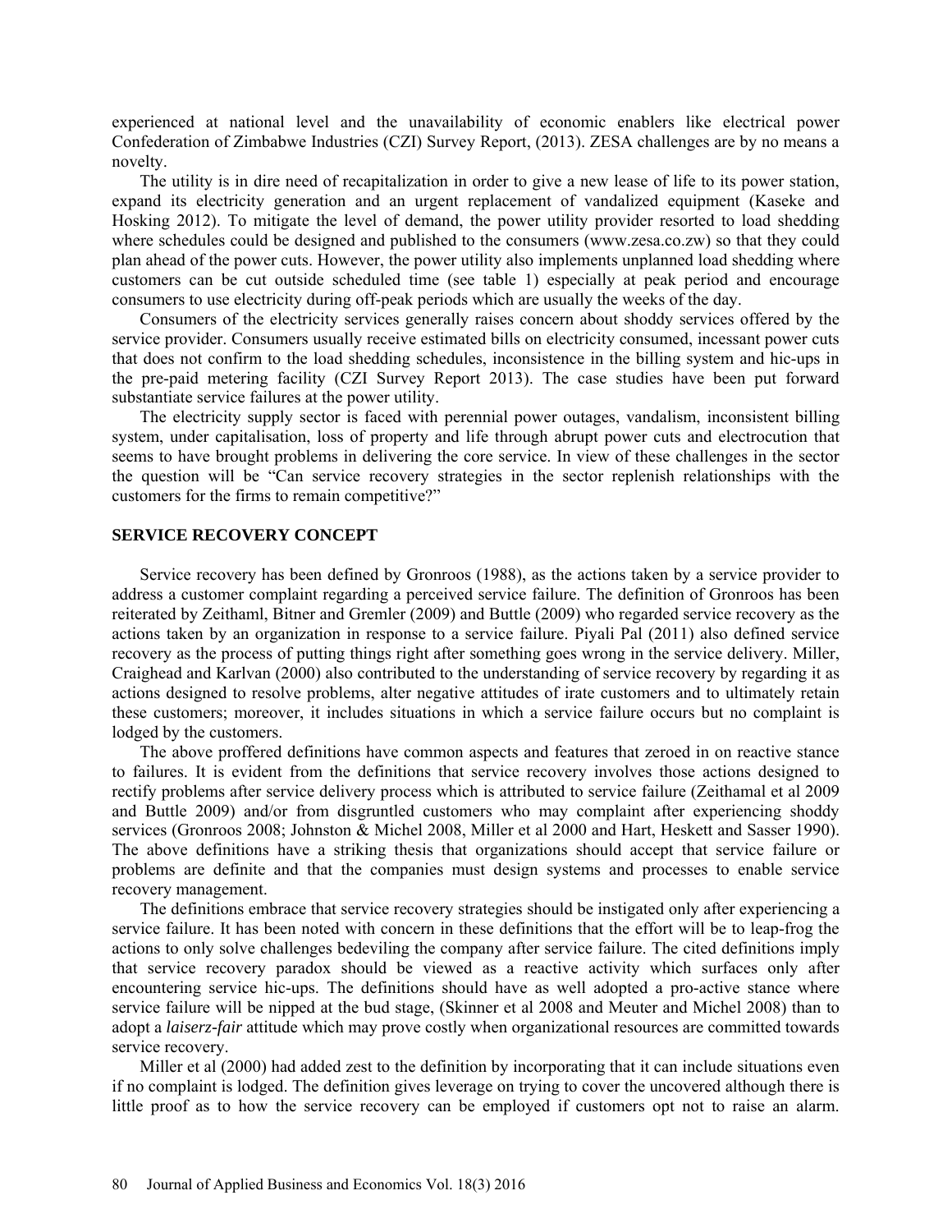experienced at national level and the unavailability of economic enablers like electrical power Confederation of Zimbabwe Industries (CZI) Survey Report, (2013). ZESA challenges are by no means a novelty.

The utility is in dire need of recapitalization in order to give a new lease of life to its power station, expand its electricity generation and an urgent replacement of vandalized equipment (Kaseke and Hosking 2012). To mitigate the level of demand, the power utility provider resorted to load shedding where schedules could be designed and published to the consumers (www.zesa.co.zw) so that they could plan ahead of the power cuts. However, the power utility also implements unplanned load shedding where customers can be cut outside scheduled time (see table 1) especially at peak period and encourage consumers to use electricity during off-peak periods which are usually the weeks of the day.

Consumers of the electricity services generally raises concern about shoddy services offered by the service provider. Consumers usually receive estimated bills on electricity consumed, incessant power cuts that does not confirm to the load shedding schedules, inconsistence in the billing system and hic-ups in the pre-paid metering facility (CZI Survey Report 2013). The case studies have been put forward substantiate service failures at the power utility.

The electricity supply sector is faced with perennial power outages, vandalism, inconsistent billing system, under capitalisation, loss of property and life through abrupt power cuts and electrocution that seems to have brought problems in delivering the core service. In view of these challenges in the sector the question will be "Can service recovery strategies in the sector replenish relationships with the customers for the firms to remain competitive?"

## SERVICE RECOVERY CONCEPT

Service recovery has been defined by Gronroos (1988), as the actions taken by a service provider to address a customer complaint regarding a perceived service failure. The definition of Gronroos has been reiterated by Zeithaml, Bitner and Gremler (2009) and Buttle (2009) who regarded service recovery as the actions taken by an organization in response to a service failure. Piyali Pal (2011) also defined service recovery as the process of putting things right after something goes wrong in the service delivery. Miller, Craighead and Karlvan (2000) also contributed to the understanding of service recovery by regarding it as actions designed to resolve problems, alter negative attitudes of irate customers and to ultimately retain these customers; moreover, it includes situations in which a service failure occurs but no complaint is lodged by the customers.

The above proffered definitions have common aspects and features that zeroed in on reactive stance to failures. It is evident from the definitions that service recovery involves those actions designed to rectify problems after service delivery process which is attributed to service failure (Zeithamal et al 2009 and Buttle 2009) and/or from disgruntled customers who may complaint after experiencing shoddy services (Gronroos 2008; Johnston & Michel 2008, Miller et al 2000 and Hart, Heskett and Sasser 1990). The above definitions have a striking thesis that organizations should accept that service failure or problems are definite and that the companies must design systems and processes to enable service recovery management.

The definitions embrace that service recovery strategies should be instigated only after experiencing a service failure. It has been noted with concern in these definitions that the effort will be to leap-frog the actions to only solve challenges bedeviling the company after service failure. The cited definitions imply that service recovery paradox should be viewed as a reactive activity which surfaces only after encountering service hic-ups. The definitions should have as well adopted a pro-active stance where service failure will be nipped at the bud stage, (Skinner et al 2008 and Meuter and Michel 2008) than to adopt a *laiserz-fair* attitude which may prove costly when organizational resources are committed towards service recovery.

Miller et al (2000) had added zest to the definition by incorporating that it can include situations even if no complaint is lodged. The definition gives leverage on trying to cover the uncovered although there is little proof as to how the service recovery can be employed if customers opt not to raise an alarm.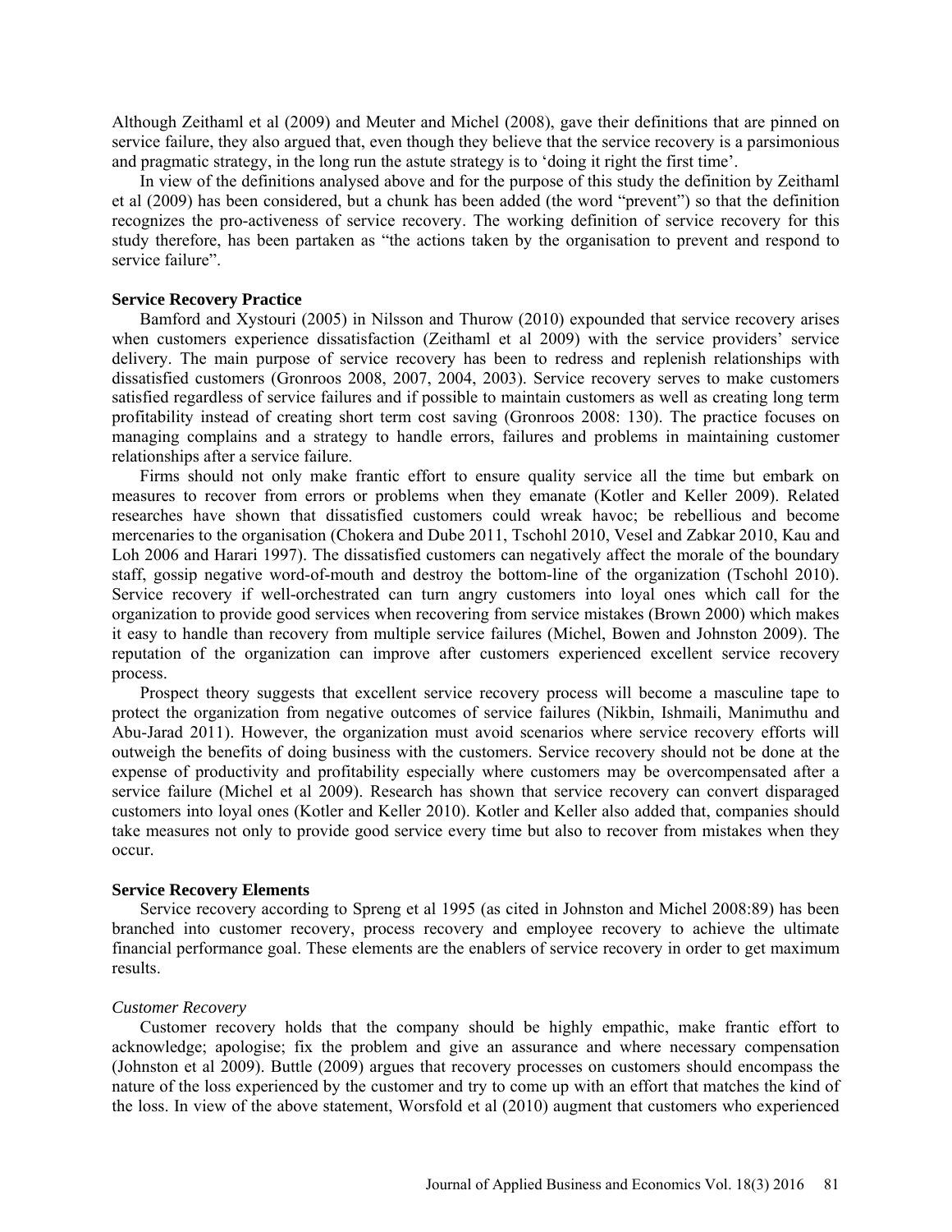Although Zeithaml et al (2009) and Meuter and Michel (2008), gave their definitions that are pinned on service failure, they also argued that, even though they believe that the service recovery is a parsimonious and pragmatic strategy, in the long run the astute strategy is to 'doing it right the first time'.

In view of the definitions analysed above and for the purpose of this study the definition by Zeithaml et al (2009) has been considered, but a chunk has been added (the word "prevent") so that the definition recognizes the pro-activeness of service recovery. The working definition of service recovery for this study therefore, has been partaken as "the actions taken by the organisation to prevent and respond to service failure".

### Service Recovery Practice

Bamford and Xystouri (2005) in Nilsson and Thurow (2010) expounded that service recovery arises when customers experience dissatisfaction (Zeithaml et al 2009) with the service providers' service delivery. The main purpose of service recovery has been to redress and replenish relationships with dissatisfied customers (Gronroos 2008, 2007, 2004, 2003). Service recovery serves to make customers satisfied regardless of service failures and if possible to maintain customers as well as creating long term profitability instead of creating short term cost saving (Gronroos 2008: 130). The practice focuses on managing complains and a strategy to handle errors, failures and problems in maintaining customer relationships after a service failure.

Firms should not only make frantic effort to ensure quality service all the time but embark on measures to recover from errors or problems when they emanate (Kotler and Keller 2009). Related researches have shown that dissatisfied customers could wreak havoc; be rebellious and become mercenaries to the organisation (Chokera and Dube 2011, Tschohl 2010, Vesel and Zabkar 2010, Kau and Loh 2006 and Harari 1997). The dissatisfied customers can negatively affect the morale of the boundary staff, gossip negative word-of-mouth and destroy the bottom-line of the organization (Tschohl 2010). Service recovery if well-orchestrated can turn angry customers into loyal ones which call for the organization to provide good services when recovering from service mistakes (Brown 2000) which makes it easy to handle than recovery from multiple service failures (Michel, Bowen and Johnston 2009). The reputation of the organization can improve after customers experienced excellent service recovery process.

Prospect theory suggests that excellent service recovery process will become a masculine tape to protect the organization from negative outcomes of service failures (Nikbin, Ishmaili, Manimuthu and Abu-Jarad 2011). However, the organization must avoid scenarios where service recovery efforts will outweigh the benefits of doing business with the customers. Service recovery should not be done at the expense of productivity and profitability especially where customers may be overcompensated after a service failure (Michel et al 2009). Research has shown that service recovery can convert disparaged customers into loyal ones (Kotler and Keller 2010). Kotler and Keller also added that, companies should take measures not only to provide good service every time but also to recover from mistakes when they occur.

### Service Recovery Elements

Service recovery according to Spreng et al 1995 (as cited in Johnston and Michel 2008:89) has been branched into customer recovery, process recovery and employee recovery to achieve the ultimate financial performance goal. These elements are the enablers of service recovery in order to get maximum results.

#### *Customer Recovery*

Customer recovery holds that the company should be highly empathic, make frantic effort to acknowledge; apologise; fix the problem and give an assurance and where necessary compensation (Johnston et al 2009). Buttle (2009) argues that recovery processes on customers should encompass the nature of the loss experienced by the customer and try to come up with an effort that matches the kind of the loss. In view of the above statement, Worsfold et al (2010) augment that customers who experienced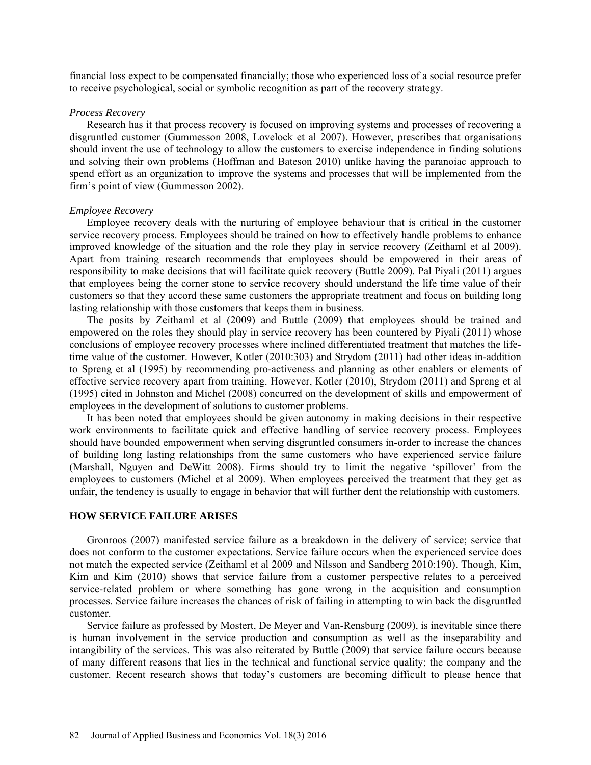financial loss expect to be compensated financially; those who experienced loss of a social resource prefer to receive psychological, social or symbolic recognition as part of the recovery strategy.

### *Process Recovery*

Research has it that process recovery is focused on improving systems and processes of recovering a disgruntled customer (Gummesson 2008, Lovelock et al 2007). However, prescribes that organisations should invent the use of technology to allow the customers to exercise independence in finding solutions and solving their own problems (Hoffman and Bateson 2010) unlike having the paranoiac approach to spend effort as an organization to improve the systems and processes that will be implemented from the firm's point of view (Gummesson 2002).

### *Employee Recovery*

Employee recovery deals with the nurturing of employee behaviour that is critical in the customer service recovery process. Employees should be trained on how to effectively handle problems to enhance improved knowledge of the situation and the role they play in service recovery (Zeithaml et al 2009). Apart from training research recommends that employees should be empowered in their areas of responsibility to make decisions that will facilitate quick recovery (Buttle 2009). Pal Piyali (2011) argues that employees being the corner stone to service recovery should understand the life time value of their customers so that they accord these same customers the appropriate treatment and focus on building long lasting relationship with those customers that keeps them in business.

The posits by Zeithaml et al (2009) and Buttle (2009) that employees should be trained and empowered on the roles they should play in service recovery has been countered by Piyali (2011) whose conclusions of employee recovery processes where inclined differentiated treatment that matches the life-time value of the customer. However, Kotler (2010:303) and Strydom (2011) had other ideas in-addition to Spreng et al (1995) by recommending pro-activeness and planning as other enablers or elements of effective service recovery apart from training. However, Kotler (2010), Strydom (2011) and Spreng et al (1995) cited in Johnston and Michel (2008) concurred on the development of skills and empowerment of employees in the development of solutions to customer problems.

It has been noted that employees should be given autonomy in making decisions in their respective work environments to facilitate quick and effective handling of service recovery process. Employees should have bounded empowerment when serving disgruntled consumers in-order to increase the chances of building long lasting relationships from the same customers who have experienced service failure (Marshall, Nguyen and DeWitt 2008). Firms should try to limit the negative 'spillover' from the employees to customers (Michel et al 2009). When employees perceived the treatment that they get as unfair, the tendency is usually to engage in behavior that will further dent the relationship with customers.

## HOW SERVICE FAILURE ARISES

Gronroos (2007) manifested service failure as a breakdown in the delivery of service; service that does not conform to the customer expectations. Service failure occurs when the experienced service does not match the expected service (Zeithaml et al 2009 and Nilsson and Sandberg 2010:190). Though, Kim, Kim and Kim (2010) shows that service failure from a customer perspective relates to a perceived service-related problem or where something has gone wrong in the acquisition and consumption processes. Service failure increases the chances of risk of failing in attempting to win back the disgruntled customer.

Service failure as professed by Mostert, De Meyer and Van-Rensburg (2009), is inevitable since there is human involvement in the service production and consumption as well as the inseparability and intangibility of the services. This was also reiterated by Buttle (2009) that service failure occurs because of many different reasons that lies in the technical and functional service quality; the company and the customer. Recent research shows that today's customers are becoming difficult to please hence that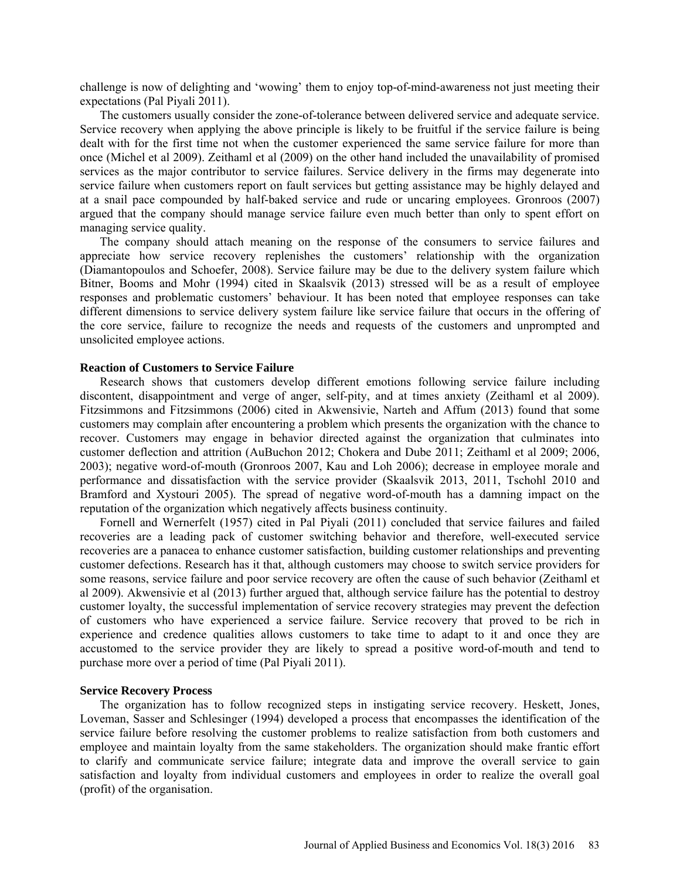challenge is now of delighting and 'wowing' them to enjoy top-of-mind-awareness not just meeting their expectations (Pal Piyali 2011).

The customers usually consider the zone-of-tolerance between delivered service and adequate service. Service recovery when applying the above principle is likely to be fruitful if the service failure is being dealt with for the first time not when the customer experienced the same service failure for more than once (Michel et al 2009). Zeithaml et al (2009) on the other hand included the unavailability of promised services as the major contributor to service failures. Service delivery in the firms may degenerate into service failure when customers report on fault services but getting assistance may be highly delayed and at a snail pace compounded by half-baked service and rude or uncaring employees. Gronroos (2007) argued that the company should manage service failure even much better than only to spent effort on managing service quality.

The company should attach meaning on the response of the consumers to service failures and appreciate how service recovery replenishes the customers' relationship with the organization (Diamantopoulos and Schoefer, 2008). Service failure may be due to the delivery system failure which Bitner, Booms and Mohr (1994) cited in Skaalsvik (2013) stressed will be as a result of employee responses and problematic customers' behaviour. It has been noted that employee responses can take different dimensions to service delivery system failure like service failure that occurs in the offering of the core service, failure to recognize the needs and requests of the customers and unprompted and unsolicited employee actions.

### Reaction of Customers to Service Failure

Research shows that customers develop different emotions following service failure including discontent, disappointment and verge of anger, self-pity, and at times anxiety (Zeithaml et al 2009). Fitzsimmons and Fitzsimmons (2006) cited in Akwensivie, Narteh and Affum (2013) found that some customers may complain after encountering a problem which presents the organization with the chance to recover. Customers may engage in behavior directed against the organization that culminates into customer deflection and attrition (AuBuchon 2012; Chokera and Dube 2011; Zeithaml et al 2009; 2006, 2003); negative word-of-mouth (Gronroos 2007, Kau and Loh 2006); decrease in employee morale and performance and dissatisfaction with the service provider (Skaalsvik 2013, 2011, Tschohl 2010 and Bramford and Xystouri 2005). The spread of negative word-of-mouth has a damning impact on the reputation of the organization which negatively affects business continuity.

Fornell and Wernerfelt (1957) cited in Pal Piyali (2011) concluded that service failures and failed recoveries are a leading pack of customer switching behavior and therefore, well-executed service recoveries are a panacea to enhance customer satisfaction, building customer relationships and preventing customer defections. Research has it that, although customers may choose to switch service providers for some reasons, service failure and poor service recovery are often the cause of such behavior (Zeithaml et al 2009). Akwensivie et al (2013) further argued that, although service failure has the potential to destroy customer loyalty, the successful implementation of service recovery strategies may prevent the defection of customers who have experienced a service failure. Service recovery that proved to be rich in experience and credence qualities allows customers to take time to adapt to it and once they are accustomed to the service provider they are likely to spread a positive word-of-mouth and tend to purchase more over a period of time (Pal Piyali 2011).

### Service Recovery Process

The organization has to follow recognized steps in instigating service recovery. Heskett, Jones, Loveman, Sasser and Schlesinger (1994) developed a process that encompasses the identification of the service failure before resolving the customer problems to realize satisfaction from both customers and employee and maintain loyalty from the same stakeholders. The organization should make frantic effort to clarify and communicate service failure; integrate data and improve the overall service to gain satisfaction and loyalty from individual customers and employees in order to realize the overall goal (profit) of the organisation.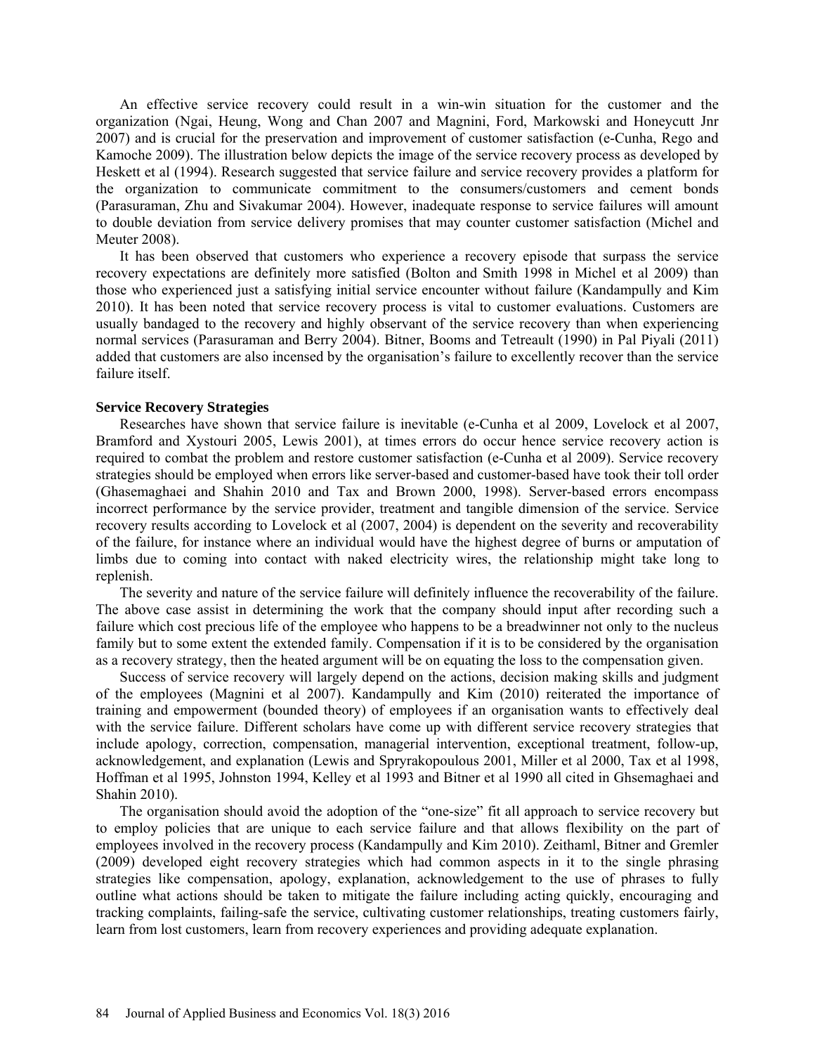An effective service recovery could result in a win-win situation for the customer and the organization (Ngai, Heung, Wong and Chan 2007 and Magnini, Ford, Markowski and Honeycutt Jnr 2007) and is crucial for the preservation and improvement of customer satisfaction (e-Cunha, Rego and Kamoche 2009). The illustration below depicts the image of the service recovery process as developed by Heskett et al (1994). Research suggested that service failure and service recovery provides a platform for the organization to communicate commitment to the consumers/customers and cement bonds (Parasuraman, Zhu and Sivakumar 2004). However, inadequate response to service failures will amount to double deviation from service delivery promises that may counter customer satisfaction (Michel and Meuter 2008).

It has been observed that customers who experience a recovery episode that surpass the service recovery expectations are definitely more satisfied (Bolton and Smith 1998 in Michel et al 2009) than those who experienced just a satisfying initial service encounter without failure (Kandampully and Kim 2010). It has been noted that service recovery process is vital to customer evaluations. Customers are usually bandaged to the recovery and highly observant of the service recovery than when experiencing normal services (Parasuraman and Berry 2004). Bitner, Booms and Tetreault (1990) in Pal Piyali (2011) added that customers are also incensed by the organisation's failure to excellently recover than the service failure itself.

**Service Recovery Strategies**

Researches have shown that service failure is inevitable (e-Cunha et al 2009, Lovelock et al 2007, Bramford and Xystouri 2005, Lewis 2001), at times errors do occur hence service recovery action is required to combat the problem and restore customer satisfaction (e-Cunha et al 2009). Service recovery strategies should be employed when errors like server-based and customer-based have took their toll order (Ghasemaghaei and Shahin 2010 and Tax and Brown 2000, 1998). Server-based errors encompass incorrect performance by the service provider, treatment and tangible dimension of the service. Service recovery results according to Lovelock et al (2007, 2004) is dependent on the severity and recoverability of the failure, for instance where an individual would have the highest degree of burns or amputation of limbs due to coming into contact with naked electricity wires, the relationship might take long to replenish.

The severity and nature of the service failure will definitely influence the recoverability of the failure. The above case assist in determining the work that the company should input after recording such a failure which cost precious life of the employee who happens to be a breadwinner not only to the nucleus family but to some extent the extended family. Compensation if it is to be considered by the organisation as a recovery strategy, then the heated argument will be on equating the loss to the compensation given.

Success of service recovery will largely depend on the actions, decision making skills and judgment of the employees (Magnini et al 2007). Kandampully and Kim (2010) reiterated the importance of training and empowerment (bounded theory) of employees if an organisation wants to effectively deal with the service failure. Different scholars have come up with different service recovery strategies that include apology, correction, compensation, managerial intervention, exceptional treatment, follow-up, acknowledgement, and explanation (Lewis and Spryrakopoulous 2001, Miller et al 2000, Tax et al 1998, Hoffman et al 1995, Johnston 1994, Kelley et al 1993 and Bitner et al 1990 all cited in Ghsemaghaei and Shahin 2010).

The organisation should avoid the adoption of the "one-size" fit all approach to service recovery but to employ policies that are unique to each service failure and that allows flexibility on the part of employees involved in the recovery process (Kandampully and Kim 2010). Zeithaml, Bitner and Gremler (2009) developed eight recovery strategies which had common aspects in it to the single phrasing strategies like compensation, apology, explanation, acknowledgement to the use of phrases to fully outline what actions should be taken to mitigate the failure including acting quickly, encouraging and tracking complaints, failing-safe the service, cultivating customer relationships, treating customers fairly, learn from lost customers, learn from recovery experiences and providing adequate explanation.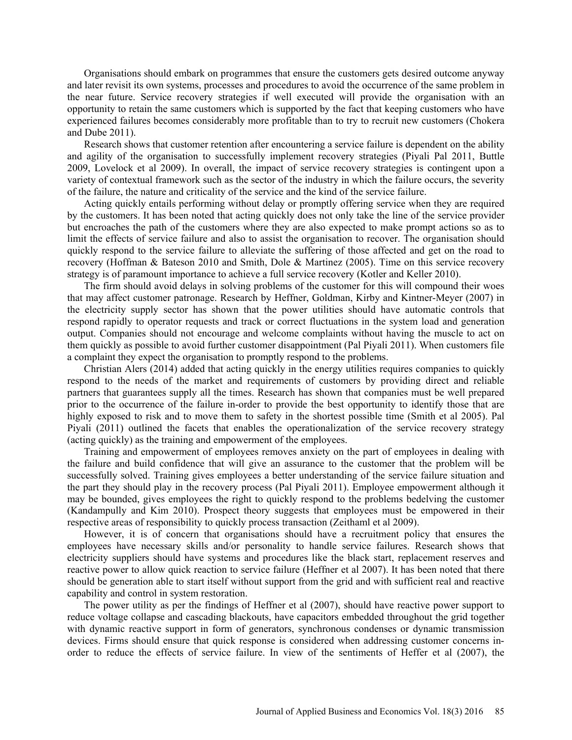Organisations should embark on programmes that ensure the customers gets desired outcome anyway and later revisit its own systems, processes and procedures to avoid the occurrence of the same problem in the near future. Service recovery strategies if well executed will provide the organisation with an opportunity to retain the same customers which is supported by the fact that keeping customers who have experienced failures becomes considerably more profitable than to try to recruit new customers (Chokera and Dube 2011).

Research shows that customer retention after encountering a service failure is dependent on the ability and agility of the organisation to successfully implement recovery strategies (Piyali Pal 2011, Buttle 2009, Lovelock et al 2009). In overall, the impact of service recovery strategies is contingent upon a variety of contextual framework such as the sector of the industry in which the failure occurs, the severity of the failure, the nature and criticality of the service and the kind of the service failure.

Acting quickly entails performing without delay or promptly offering service when they are required by the customers. It has been noted that acting quickly does not only take the line of the service provider but encroaches the path of the customers where they are also expected to make prompt actions so as to limit the effects of service failure and also to assist the organisation to recover. The organisation should quickly respond to the service failure to alleviate the suffering of those affected and get on the road to recovery (Hoffman & Bateson 2010 and Smith, Dole & Martinez (2005). Time on this service recovery strategy is of paramount importance to achieve a full service recovery (Kotler and Keller 2010).

The firm should avoid delays in solving problems of the customer for this will compound their woes that may affect customer patronage. Research by Heffner, Goldman, Kirby and Kintner-Meyer (2007) in the electricity supply sector has shown that the power utilities should have automatic controls that respond rapidly to operator requests and track or correct fluctuations in the system load and generation output. Companies should not encourage and welcome complaints without having the muscle to act on them quickly as possible to avoid further customer disappointment (Pal Piyali 2011). When customers file a complaint they expect the organisation to promptly respond to the problems.

Christian Alers (2014) added that acting quickly in the energy utilities requires companies to quickly respond to the needs of the market and requirements of customers by providing direct and reliable partners that guarantees supply all the times. Research has shown that companies must be well prepared prior to the occurrence of the failure in-order to provide the best opportunity to identify those that are highly exposed to risk and to move them to safety in the shortest possible time (Smith et al 2005). Pal Piyali (2011) outlined the facets that enables the operationalization of the service recovery strategy (acting quickly) as the training and empowerment of the employees.

Training and empowerment of employees removes anxiety on the part of employees in dealing with the failure and build confidence that will give an assurance to the customer that the problem will be successfully solved. Training gives employees a better understanding of the service failure situation and the part they should play in the recovery process (Pal Piyali 2011). Employee empowerment although it may be bounded, gives employees the right to quickly respond to the problems bedelving the customer (Kandampully and Kim 2010). Prospect theory suggests that employees must be empowered in their respective areas of responsibility to quickly process transaction (Zeithaml et al 2009).

However, it is of concern that organisations should have a recruitment policy that ensures the employees have necessary skills and/or personality to handle service failures. Research shows that electricity suppliers should have systems and procedures like the black start, replacement reserves and reactive power to allow quick reaction to service failure (Heffner et al 2007). It has been noted that there should be generation able to start itself without support from the grid and with sufficient real and reactive capability and control in system restoration.

The power utility as per the findings of Heffner et al (2007), should have reactive power support to reduce voltage collapse and cascading blackouts, have capacitors embedded throughout the grid together with dynamic reactive support in form of generators, synchronous condenses or dynamic transmission devices. Firms should ensure that quick response is considered when addressing customer concerns in-order to reduce the effects of service failure. In view of the sentiments of Heffer et al (2007), the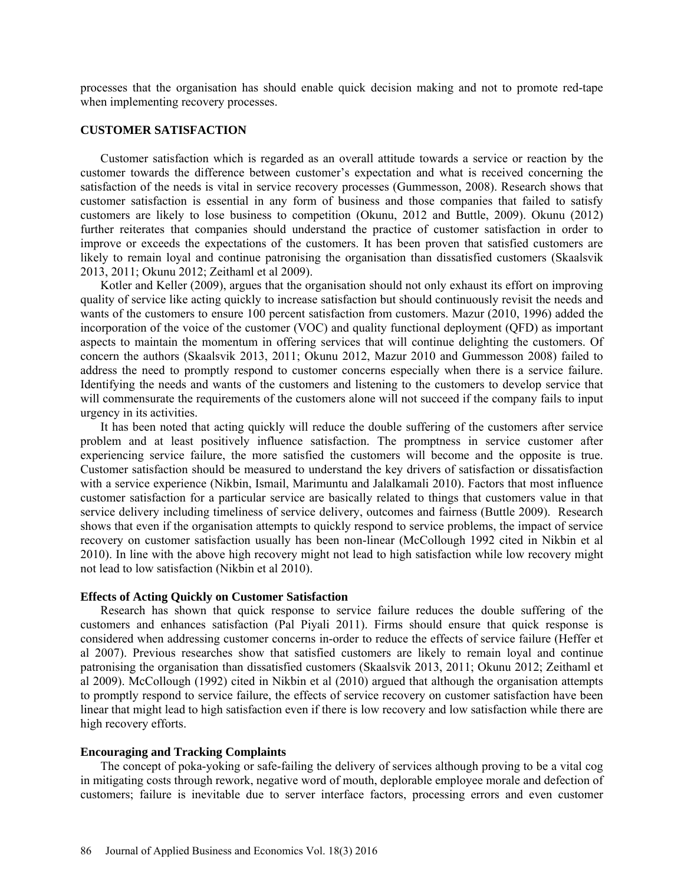processes that the organisation has should enable quick decision making and not to promote red-tape when implementing recovery processes.

## CUSTOMER SATISFACTION

Customer satisfaction which is regarded as an overall attitude towards a service or reaction by the customer towards the difference between customer's expectation and what is received concerning the satisfaction of the needs is vital in service recovery processes (Gummesson, 2008). Research shows that customer satisfaction is essential in any form of business and those companies that failed to satisfy customers are likely to lose business to competition (Okunu, 2012 and Buttle, 2009). Okunu (2012) further reiterates that companies should understand the practice of customer satisfaction in order to improve or exceeds the expectations of the customers. It has been proven that satisfied customers are likely to remain loyal and continue patronising the organisation than dissatisfied customers (Skaalsvik 2013, 2011; Okunu 2012; Zeithaml et al 2009).

Kotler and Keller (2009), argues that the organisation should not only exhaust its effort on improving quality of service like acting quickly to increase satisfaction but should continuously revisit the needs and wants of the customers to ensure 100 percent satisfaction from customers. Mazur (2010, 1996) added the incorporation of the voice of the customer (VOC) and quality functional deployment (QFD) as important aspects to maintain the momentum in offering services that will continue delighting the customers. Of concern the authors (Skaalsvik 2013, 2011; Okunu 2012, Mazur 2010 and Gummesson 2008) failed to address the need to promptly respond to customer concerns especially when there is a service failure. Identifying the needs and wants of the customers and listening to the customers to develop service that will commensurate the requirements of the customers alone will not succeed if the company fails to input urgency in its activities.

It has been noted that acting quickly will reduce the double suffering of the customers after service problem and at least positively influence satisfaction. The promptness in service customer after experiencing service failure, the more satisfied the customers will become and the opposite is true. Customer satisfaction should be measured to understand the key drivers of satisfaction or dissatisfaction with a service experience (Nikbin, Ismail, Marimuntu and Jalalkamali 2010). Factors that most influence customer satisfaction for a particular service are basically related to things that customers value in that service delivery including timeliness of service delivery, outcomes and fairness (Buttle 2009). Research shows that even if the organisation attempts to quickly respond to service problems, the impact of service recovery on customer satisfaction usually has been non-linear (McCollough 1992 cited in Nikbin et al 2010). In line with the above high recovery might not lead to high satisfaction while low recovery might not lead to low satisfaction (Nikbin et al 2010).

### Effects of Acting Quickly on Customer Satisfaction

Research has shown that quick response to service failure reduces the double suffering of the customers and enhances satisfaction (Pal Piyali 2011). Firms should ensure that quick response is considered when addressing customer concerns in-order to reduce the effects of service failure (Heffer et al 2007). Previous researches show that satisfied customers are likely to remain loyal and continue patronising the organisation than dissatisfied customers (Skaalsvik 2013, 2011; Okunu 2012; Zeithaml et al 2009). McCollough (1992) cited in Nikbin et al (2010) argued that although the organisation attempts to promptly respond to service failure, the effects of service recovery on customer satisfaction have been linear that might lead to high satisfaction even if there is low recovery and low satisfaction while there are high recovery efforts.

### Encouraging and Tracking Complaints

The concept of poka-yoking or safe-failing the delivery of services although proving to be a vital cog in mitigating costs through rework, negative word of mouth, deplorable employee morale and defection of customers; failure is inevitable due to server interface factors, processing errors and even customer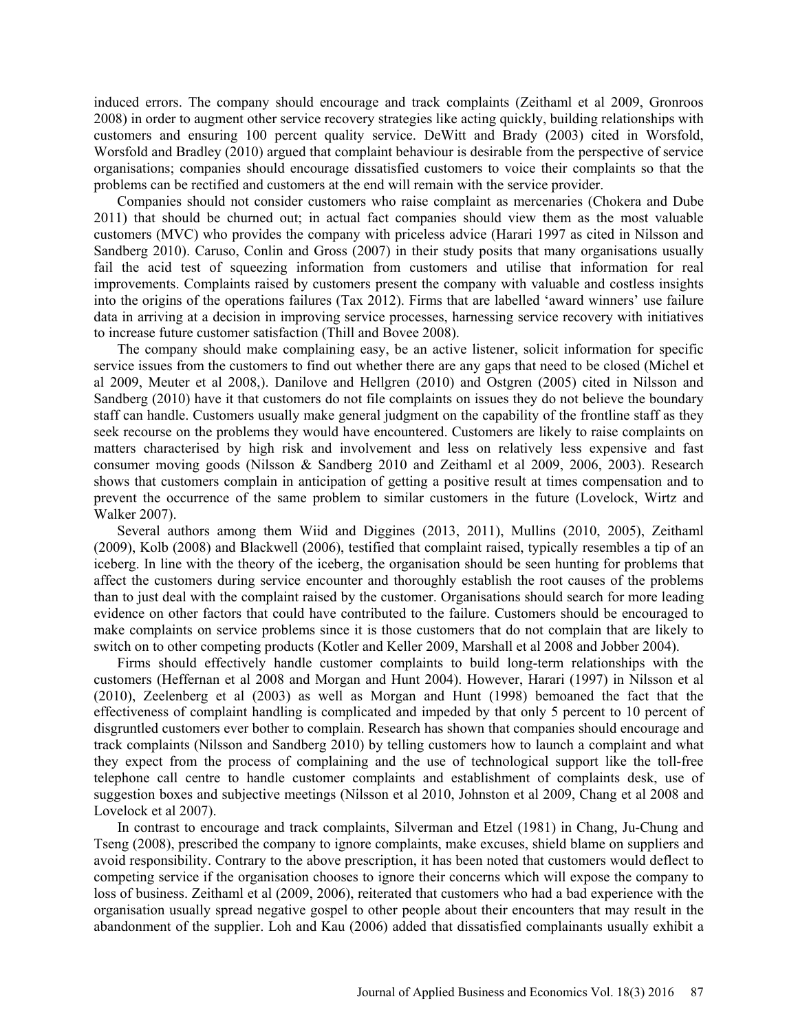induced errors. The company should encourage and track complaints (Zeithaml et al 2009, Gronroos 2008) in order to augment other service recovery strategies like acting quickly, building relationships with customers and ensuring 100 percent quality service. DeWitt and Brady (2003) cited in Worsfold, Worsfold and Bradley (2010) argued that complaint behaviour is desirable from the perspective of service organisations; companies should encourage dissatisfied customers to voice their complaints so that the problems can be rectified and customers at the end will remain with the service provider.

Companies should not consider customers who raise complaint as mercenaries (Chokera and Dube 2011) that should be churned out; in actual fact companies should view them as the most valuable customers (MVC) who provides the company with priceless advice (Harari 1997 as cited in Nilsson and Sandberg 2010). Caruso, Conlin and Gross (2007) in their study posits that many organisations usually fail the acid test of squeezing information from customers and utilise that information for real improvements. Complaints raised by customers present the company with valuable and costless insights into the origins of the operations failures (Tax 2012). Firms that are labelled 'award winners' use failure data in arriving at a decision in improving service processes, harnessing service recovery with initiatives to increase future customer satisfaction (Thill and Bovee 2008).

The company should make complaining easy, be an active listener, solicit information for specific service issues from the customers to find out whether there are any gaps that need to be closed (Michel et al 2009, Meuter et al 2008,). Danilove and Hellgren (2010) and Ostgren (2005) cited in Nilsson and Sandberg (2010) have it that customers do not file complaints on issues they do not believe the boundary staff can handle. Customers usually make general judgment on the capability of the frontline staff as they seek recourse on the problems they would have encountered. Customers are likely to raise complaints on matters characterised by high risk and involvement and less on relatively less expensive and fast consumer moving goods (Nilsson & Sandberg 2010 and Zeithaml et al 2009, 2006, 2003). Research shows that customers complain in anticipation of getting a positive result at times compensation and to prevent the occurrence of the same problem to similar customers in the future (Lovelock, Wirtz and Walker 2007).

Several authors among them Wiid and Diggines (2013, 2011), Mullins (2010, 2005), Zeithaml (2009), Kolb (2008) and Blackwell (2006), testified that complaint raised, typically resembles a tip of an iceberg. In line with the theory of the iceberg, the organisation should be seen hunting for problems that affect the customers during service encounter and thoroughly establish the root causes of the problems than to just deal with the complaint raised by the customer. Organisations should search for more leading evidence on other factors that could have contributed to the failure. Customers should be encouraged to make complaints on service problems since it is those customers that do not complain that are likely to switch on to other competing products (Kotler and Keller 2009, Marshall et al 2008 and Jobber 2004).

Firms should effectively handle customer complaints to build long-term relationships with the customers (Heffernan et al 2008 and Morgan and Hunt 2004). However, Harari (1997) in Nilsson et al (2010), Zeelenberg et al (2003) as well as Morgan and Hunt (1998) bemoaned the fact that the effectiveness of complaint handling is complicated and impeded by that only 5 percent to 10 percent of disgruntled customers ever bother to complain. Research has shown that companies should encourage and track complaints (Nilsson and Sandberg 2010) by telling customers how to launch a complaint and what they expect from the process of complaining and the use of technological support like the toll-free telephone call centre to handle customer complaints and establishment of complaints desk, use of suggestion boxes and subjective meetings (Nilsson et al 2010, Johnston et al 2009, Chang et al 2008 and Lovelock et al 2007).

In contrast to encourage and track complaints, Silverman and Etzel (1981) in Chang, Ju-Chung and Tseng (2008), prescribed the company to ignore complaints, make excuses, shield blame on suppliers and avoid responsibility. Contrary to the above prescription, it has been noted that customers would deflect to competing service if the organisation chooses to ignore their concerns which will expose the company to loss of business. Zeithaml et al (2009, 2006), reiterated that customers who had a bad experience with the organisation usually spread negative gospel to other people about their encounters that may result in the abandonment of the supplier. Loh and Kau (2006) added that dissatisfied complainants usually exhibit a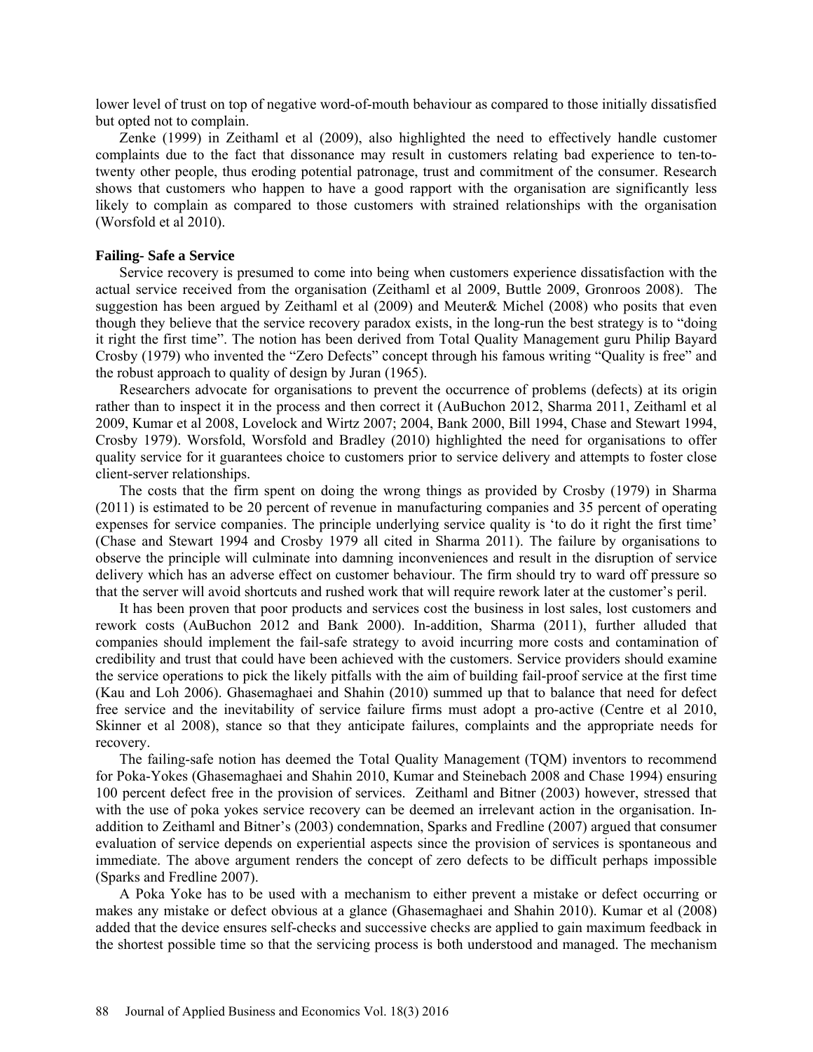lower level of trust on top of negative word-of-mouth behaviour as compared to those initially dissatisfied but opted not to complain.

Zenke (1999) in Zeithaml et al (2009), also highlighted the need to effectively handle customer complaints due to the fact that dissonance may result in customers relating bad experience to ten-to-twenty other people, thus eroding potential patronage, trust and commitment of the consumer. Research shows that customers who happen to have a good rapport with the organisation are significantly less likely to complain as compared to those customers with strained relationships with the organisation (Worsfold et al 2010).

**Failing- Safe a Service**

Service recovery is presumed to come into being when customers experience dissatisfaction with the actual service received from the organisation (Zeithaml et al 2009, Buttle 2009, Gronroos 2008). The suggestion has been argued by Zeithaml et al (2009) and Meuter& Michel (2008) who posits that even though they believe that the service recovery paradox exists, in the long-run the best strategy is to "doing it right the first time". The notion has been derived from Total Quality Management guru Philip Bayard Crosby (1979) who invented the "Zero Defects" concept through his famous writing "Quality is free" and the robust approach to quality of design by Juran (1965).

Researchers advocate for organisations to prevent the occurrence of problems (defects) at its origin rather than to inspect it in the process and then correct it (AuBuchon 2012, Sharma 2011, Zeithaml et al 2009, Kumar et al 2008, Lovelock and Wirtz 2007; 2004, Bank 2000, Bill 1994, Chase and Stewart 1994, Crosby 1979). Worsfold, Worsfold and Bradley (2010) highlighted the need for organisations to offer quality service for it guarantees choice to customers prior to service delivery and attempts to foster close client-server relationships.

The costs that the firm spent on doing the wrong things as provided by Crosby (1979) in Sharma (2011) is estimated to be 20 percent of revenue in manufacturing companies and 35 percent of operating expenses for service companies. The principle underlying service quality is 'to do it right the first time' (Chase and Stewart 1994 and Crosby 1979 all cited in Sharma 2011). The failure by organisations to observe the principle will culminate into damning inconveniences and result in the disruption of service delivery which has an adverse effect on customer behaviour. The firm should try to ward off pressure so that the server will avoid shortcuts and rushed work that will require rework later at the customer's peril.

It has been proven that poor products and services cost the business in lost sales, lost customers and rework costs (AuBuchon 2012 and Bank 2000). In-addition, Sharma (2011), further alluded that companies should implement the fail-safe strategy to avoid incurring more costs and contamination of credibility and trust that could have been achieved with the customers. Service providers should examine the service operations to pick the likely pitfalls with the aim of building fail-proof service at the first time (Kau and Loh 2006). Ghasemaghaei and Shahin (2010) summed up that to balance that need for defect free service and the inevitability of service failure firms must adopt a pro-active (Centre et al 2010, Skinner et al 2008), stance so that they anticipate failures, complaints and the appropriate needs for recovery.

The failing-safe notion has deemed the Total Quality Management (TQM) inventors to recommend for Poka-Yokes (Ghasemaghaei and Shahin 2010, Kumar and Steinebach 2008 and Chase 1994) ensuring 100 percent defect free in the provision of services. Zeithaml and Bitner (2003) however, stressed that with the use of poka yokes service recovery can be deemed an irrelevant action in the organisation. In-addition to Zeithaml and Bitner's (2003) condemnation, Sparks and Fredline (2007) argued that consumer evaluation of service depends on experiential aspects since the provision of services is spontaneous and immediate. The above argument renders the concept of zero defects to be difficult perhaps impossible (Sparks and Fredline 2007).

A Poka Yoke has to be used with a mechanism to either prevent a mistake or defect occurring or makes any mistake or defect obvious at a glance (Ghasemaghaei and Shahin 2010). Kumar et al (2008) added that the device ensures self-checks and successive checks are applied to gain maximum feedback in the shortest possible time so that the servicing process is both understood and managed. The mechanism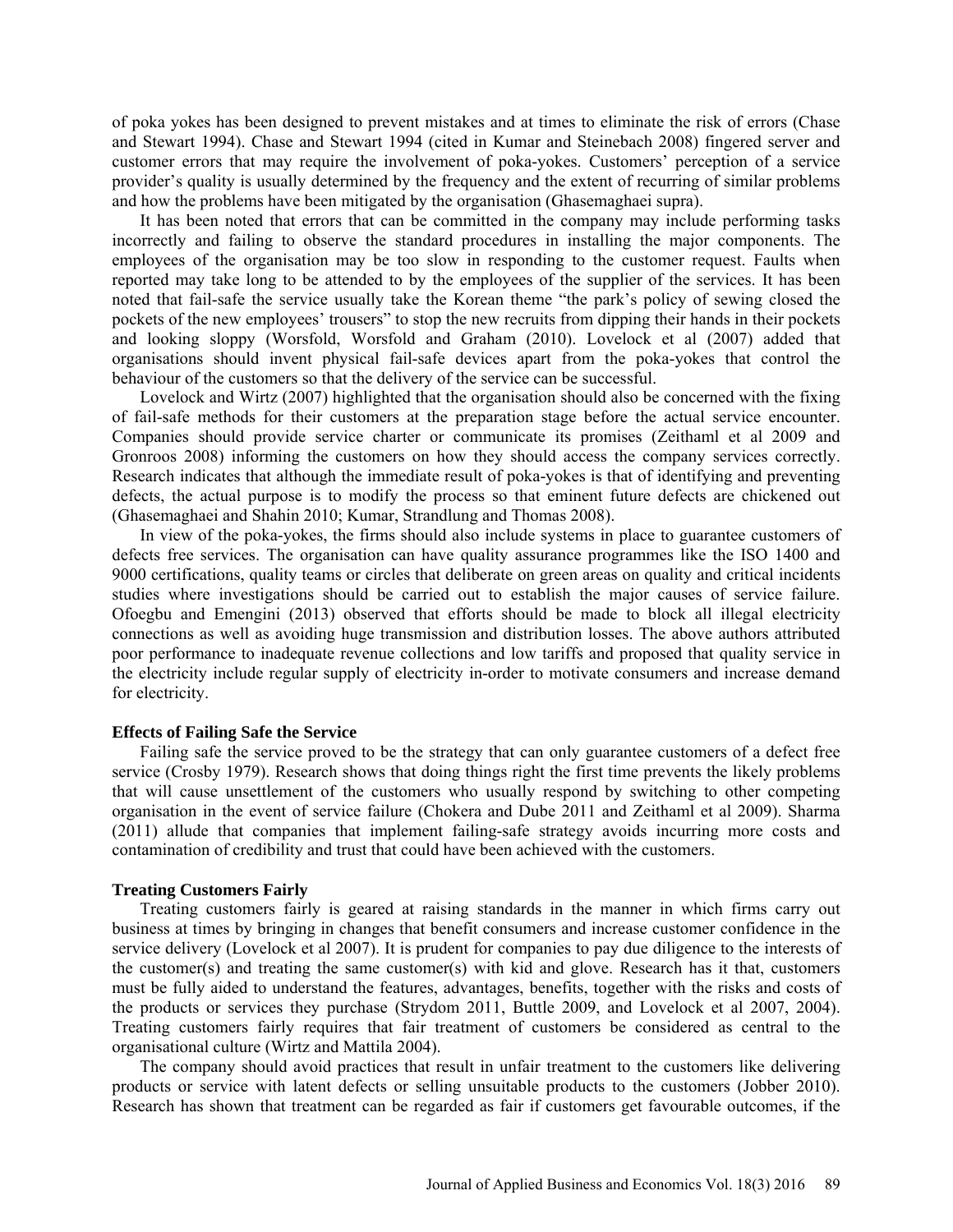of poka yokes has been designed to prevent mistakes and at times to eliminate the risk of errors (Chase and Stewart 1994). Chase and Stewart 1994 (cited in Kumar and Steinebach 2008) fingered server and customer errors that may require the involvement of poka-yokes. Customers' perception of a service provider's quality is usually determined by the frequency and the extent of recurring of similar problems and how the problems have been mitigated by the organisation (Ghasemaghaei supra).

It has been noted that errors that can be committed in the company may include performing tasks incorrectly and failing to observe the standard procedures in installing the major components. The employees of the organisation may be too slow in responding to the customer request. Faults when reported may take long to be attended to by the employees of the supplier of the services. It has been noted that fail-safe the service usually take the Korean theme "the park's policy of sewing closed the pockets of the new employees' trousers" to stop the new recruits from dipping their hands in their pockets and looking sloppy (Worsfold, Worsfold and Graham (2010). Lovelock et al (2007) added that organisations should invent physical fail-safe devices apart from the poka-yokes that control the behaviour of the customers so that the delivery of the service can be successful.

Lovelock and Wirtz (2007) highlighted that the organisation should also be concerned with the fixing of fail-safe methods for their customers at the preparation stage before the actual service encounter. Companies should provide service charter or communicate its promises (Zeithaml et al 2009 and Gronroos 2008) informing the customers on how they should access the company services correctly. Research indicates that although the immediate result of poka-yokes is that of identifying and preventing defects, the actual purpose is to modify the process so that eminent future defects are chickened out (Ghasemaghaei and Shahin 2010; Kumar, Strandlung and Thomas 2008).

In view of the poka-yokes, the firms should also include systems in place to guarantee customers of defects free services. The organisation can have quality assurance programmes like the ISO 1400 and 9000 certifications, quality teams or circles that deliberate on green areas on quality and critical incidents studies where investigations should be carried out to establish the major causes of service failure. Ofoegbu and Emengini (2013) observed that efforts should be made to block all illegal electricity connections as well as avoiding huge transmission and distribution losses. The above authors attributed poor performance to inadequate revenue collections and low tariffs and proposed that quality service in the electricity include regular supply of electricity in-order to motivate consumers and increase demand for electricity.

### Effects of Failing Safe the Service

Failing safe the service proved to be the strategy that can only guarantee customers of a defect free service (Crosby 1979). Research shows that doing things right the first time prevents the likely problems that will cause unsettlement of the customers who usually respond by switching to other competing organisation in the event of service failure (Chokera and Dube 2011 and Zeithaml et al 2009). Sharma (2011) allude that companies that implement failing-safe strategy avoids incurring more costs and contamination of credibility and trust that could have been achieved with the customers.

### Treating Customers Fairly

Treating customers fairly is geared at raising standards in the manner in which firms carry out business at times by bringing in changes that benefit consumers and increase customer confidence in the service delivery (Lovelock et al 2007). It is prudent for companies to pay due diligence to the interests of the customer(s) and treating the same customer(s) with kid and glove. Research has it that, customers must be fully aided to understand the features, advantages, benefits, together with the risks and costs of the products or services they purchase (Strydom 2011, Buttle 2009, and Lovelock et al 2007, 2004). Treating customers fairly requires that fair treatment of customers be considered as central to the organisational culture (Wirtz and Mattila 2004).

The company should avoid practices that result in unfair treatment to the customers like delivering products or service with latent defects or selling unsuitable products to the customers (Jobber 2010). Research has shown that treatment can be regarded as fair if customers get favourable outcomes, if the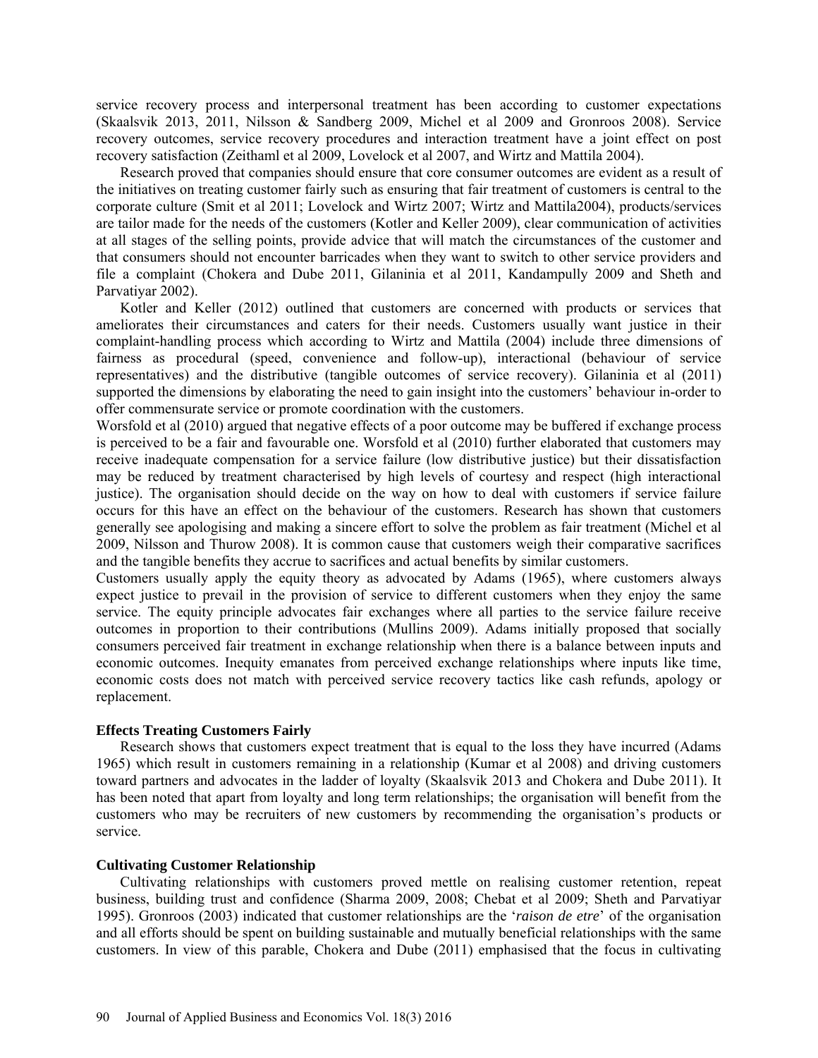service recovery process and interpersonal treatment has been according to customer expectations (Skaalsvik 2013, 2011, Nilsson & Sandberg 2009, Michel et al 2009 and Gronroos 2008). Service recovery outcomes, service recovery procedures and interaction treatment have a joint effect on post recovery satisfaction (Zeithaml et al 2009, Lovelock et al 2007, and Wirtz and Mattila 2004).

Research proved that companies should ensure that core consumer outcomes are evident as a result of the initiatives on treating customer fairly such as ensuring that fair treatment of customers is central to the corporate culture (Smit et al 2011; Lovelock and Wirtz 2007; Wirtz and Mattila2004), products/services are tailor made for the needs of the customers (Kotler and Keller 2009), clear communication of activities at all stages of the selling points, provide advice that will match the circumstances of the customer and that consumers should not encounter barricades when they want to switch to other service providers and file a complaint (Chokera and Dube 2011, Gilaninia et al 2011, Kandampully 2009 and Sheth and Parvatiyar 2002).

Kotler and Keller (2012) outlined that customers are concerned with products or services that ameliorates their circumstances and caters for their needs. Customers usually want justice in their complaint-handling process which according to Wirtz and Mattila (2004) include three dimensions of fairness as procedural (speed, convenience and follow-up), interactional (behaviour of service representatives) and the distributive (tangible outcomes of service recovery). Gilaninia et al (2011) supported the dimensions by elaborating the need to gain insight into the customers' behaviour in-order to offer commensurate service or promote coordination with the customers.

Worsfold et al (2010) argued that negative effects of a poor outcome may be buffered if exchange process is perceived to be a fair and favourable one. Worsfold et al (2010) further elaborated that customers may receive inadequate compensation for a service failure (low distributive justice) but their dissatisfaction may be reduced by treatment characterised by high levels of courtesy and respect (high interactional justice). The organisation should decide on the way on how to deal with customers if service failure occurs for this have an effect on the behaviour of the customers. Research has shown that customers generally see apologising and making a sincere effort to solve the problem as fair treatment (Michel et al 2009, Nilsson and Thurow 2008). It is common cause that customers weigh their comparative sacrifices and the tangible benefits they accrue to sacrifices and actual benefits by similar customers.

Customers usually apply the equity theory as advocated by Adams (1965), where customers always expect justice to prevail in the provision of service to different customers when they enjoy the same service. The equity principle advocates fair exchanges where all parties to the service failure receive outcomes in proportion to their contributions (Mullins 2009). Adams initially proposed that socially consumers perceived fair treatment in exchange relationship when there is a balance between inputs and economic outcomes. Inequity emanates from perceived exchange relationships where inputs like time, economic costs does not match with perceived service recovery tactics like cash refunds, apology or replacement.

### Effects Treating Customers Fairly

Research shows that customers expect treatment that is equal to the loss they have incurred (Adams 1965) which result in customers remaining in a relationship (Kumar et al 2008) and driving customers toward partners and advocates in the ladder of loyalty (Skaalsvik 2013 and Chokera and Dube 2011). It has been noted that apart from loyalty and long term relationships; the organisation will benefit from the customers who may be recruiters of new customers by recommending the organisation's products or service.

### Cultivating Customer Relationship

Cultivating relationships with customers proved mettle on realising customer retention, repeat business, building trust and confidence (Sharma 2009, 2008; Chebat et al 2009; Sheth and Parvatiyar 1995). Gronroos (2003) indicated that customer relationships are the '*raison de etre*' of the organisation and all efforts should be spent on building sustainable and mutually beneficial relationships with the same customers. In view of this parable, Chokera and Dube (2011) emphasised that the focus in cultivating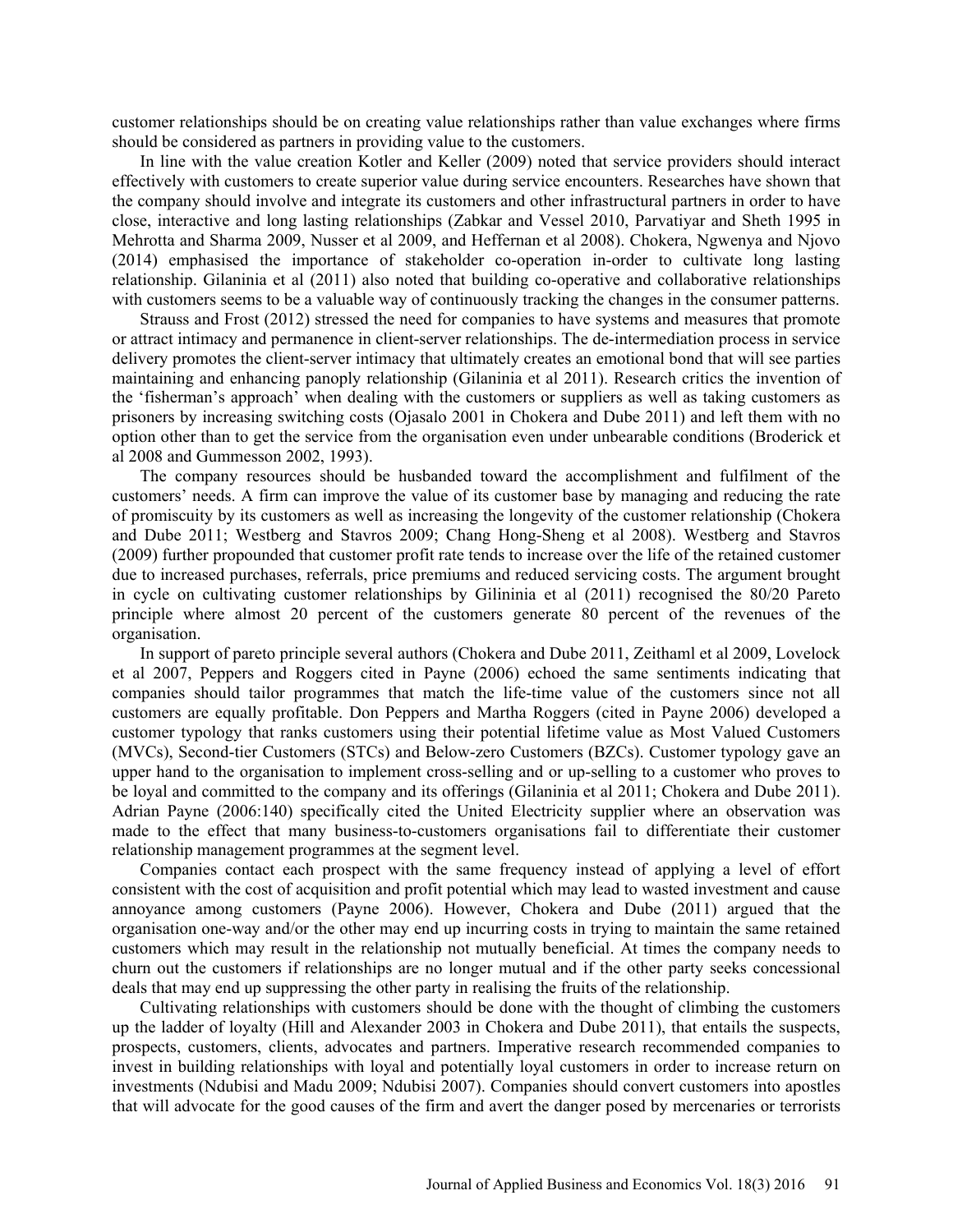customer relationships should be on creating value relationships rather than value exchanges where firms should be considered as partners in providing value to the customers.

In line with the value creation Kotler and Keller (2009) noted that service providers should interact effectively with customers to create superior value during service encounters. Researches have shown that the company should involve and integrate its customers and other infrastructural partners in order to have close, interactive and long lasting relationships (Zabkar and Vessel 2010, Parvatiyar and Sheth 1995 in Mehrotta and Sharma 2009, Nusser et al 2009, and Heffernan et al 2008). Chokera, Ngwenya and Njovo (2014) emphasised the importance of stakeholder co-operation in-order to cultivate long lasting relationship. Gilaninia et al (2011) also noted that building co-operative and collaborative relationships with customers seems to be a valuable way of continuously tracking the changes in the consumer patterns.

Strauss and Frost (2012) stressed the need for companies to have systems and measures that promote or attract intimacy and permanence in client-server relationships. The de-intermediation process in service delivery promotes the client-server intimacy that ultimately creates an emotional bond that will see parties maintaining and enhancing panoply relationship (Gilaninia et al 2011). Research critics the invention of the 'fisherman's approach' when dealing with the customers or suppliers as well as taking customers as prisoners by increasing switching costs (Ojasalo 2001 in Chokera and Dube 2011) and left them with no option other than to get the service from the organisation even under unbearable conditions (Broderick et al 2008 and Gummesson 2002, 1993).

The company resources should be husbanded toward the accomplishment and fulfilment of the customers' needs. A firm can improve the value of its customer base by managing and reducing the rate of promiscuity by its customers as well as increasing the longevity of the customer relationship (Chokera and Dube 2011; Westberg and Stavros 2009; Chang Hong-Sheng et al 2008). Westberg and Stavros (2009) further propounded that customer profit rate tends to increase over the life of the retained customer due to increased purchases, referrals, price premiums and reduced servicing costs. The argument brought in cycle on cultivating customer relationships by Gilininia et al (2011) recognised the 80/20 Pareto principle where almost 20 percent of the customers generate 80 percent of the revenues of the organisation.

In support of pareto principle several authors (Chokera and Dube 2011, Zeithaml et al 2009, Lovelock et al 2007, Peppers and Roggers cited in Payne (2006) echoed the same sentiments indicating that companies should tailor programmes that match the life-time value of the customers since not all customers are equally profitable. Don Peppers and Martha Roggers (cited in Payne 2006) developed a customer typology that ranks customers using their potential lifetime value as Most Valued Customers (MVCs), Second-tier Customers (STCs) and Below-zero Customers (BZCs). Customer typology gave an upper hand to the organisation to implement cross-selling and or up-selling to a customer who proves to be loyal and committed to the company and its offerings (Gilaninia et al 2011; Chokera and Dube 2011). Adrian Payne (2006:140) specifically cited the United Electricity supplier where an observation was made to the effect that many business-to-customers organisations fail to differentiate their customer relationship management programmes at the segment level.

Companies contact each prospect with the same frequency instead of applying a level of effort consistent with the cost of acquisition and profit potential which may lead to wasted investment and cause annoyance among customers (Payne 2006). However, Chokera and Dube (2011) argued that the organisation one-way and/or the other may end up incurring costs in trying to maintain the same retained customers which may result in the relationship not mutually beneficial. At times the company needs to churn out the customers if relationships are no longer mutual and if the other party seeks concessional deals that may end up suppressing the other party in realising the fruits of the relationship.

Cultivating relationships with customers should be done with the thought of climbing the customers up the ladder of loyalty (Hill and Alexander 2003 in Chokera and Dube 2011), that entails the suspects, prospects, customers, clients, advocates and partners. Imperative research recommended companies to invest in building relationships with loyal and potentially loyal customers in order to increase return on investments (Ndubisi and Madu 2009; Ndubisi 2007). Companies should convert customers into apostles that will advocate for the good causes of the firm and avert the danger posed by mercenaries or terrorists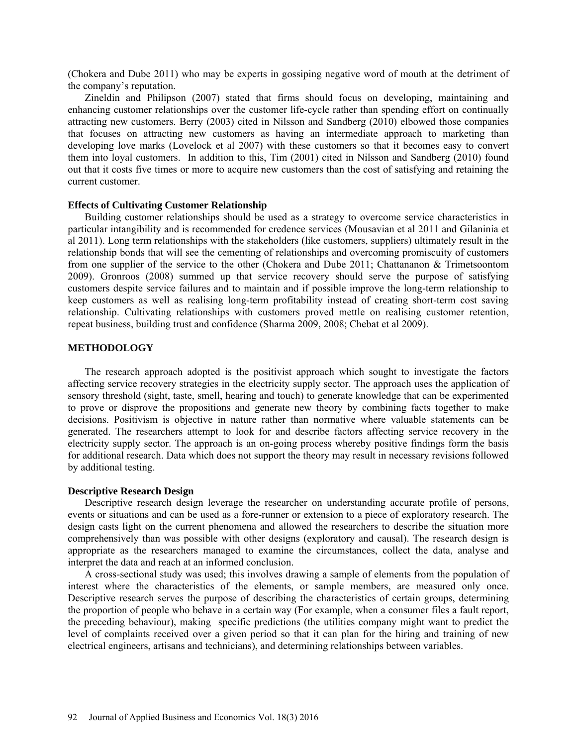(Chokera and Dube 2011) who may be experts in gossiping negative word of mouth at the detriment of the company's reputation.

Zineldin and Philipson (2007) stated that firms should focus on developing, maintaining and enhancing customer relationships over the customer life-cycle rather than spending effort on continually attracting new customers. Berry (2003) cited in Nilsson and Sandberg (2010) elbowed those companies that focuses on attracting new customers as having an intermediate approach to marketing than developing love marks (Lovelock et al 2007) with these customers so that it becomes easy to convert them into loyal customers. In addition to this, Tim (2001) cited in Nilsson and Sandberg (2010) found out that it costs five times or more to acquire new customers than the cost of satisfying and retaining the current customer.

### Effects of Cultivating Customer Relationship

Building customer relationships should be used as a strategy to overcome service characteristics in particular intangibility and is recommended for credence services (Mousavian et al 2011 and Gilaninia et al 2011). Long term relationships with the stakeholders (like customers, suppliers) ultimately result in the relationship bonds that will see the cementing of relationships and overcoming promiscuity of customers from one supplier of the service to the other (Chokera and Dube 2011; Chattananon & Trimetsoontom 2009). Gronroos (2008) summed up that service recovery should serve the purpose of satisfying customers despite service failures and to maintain and if possible improve the long-term relationship to keep customers as well as realising long-term profitability instead of creating short-term cost saving relationship. Cultivating relationships with customers proved mettle on realising customer retention, repeat business, building trust and confidence (Sharma 2009, 2008; Chebat et al 2009).

## METHODOLOGY

The research approach adopted is the positivist approach which sought to investigate the factors affecting service recovery strategies in the electricity supply sector. The approach uses the application of sensory threshold (sight, taste, smell, hearing and touch) to generate knowledge that can be experimented to prove or disprove the propositions and generate new theory by combining facts together to make decisions. Positivism is objective in nature rather than normative where valuable statements can be generated. The researchers attempt to look for and describe factors affecting service recovery in the electricity supply sector. The approach is an on-going process whereby positive findings form the basis for additional research. Data which does not support the theory may result in necessary revisions followed by additional testing.

### Descriptive Research Design

Descriptive research design leverage the researcher on understanding accurate profile of persons, events or situations and can be used as a fore-runner or extension to a piece of exploratory research. The design casts light on the current phenomena and allowed the researchers to describe the situation more comprehensively than was possible with other designs (exploratory and causal). The research design is appropriate as the researchers managed to examine the circumstances, collect the data, analyse and interpret the data and reach at an informed conclusion.

A cross-sectional study was used; this involves drawing a sample of elements from the population of interest where the characteristics of the elements, or sample members, are measured only once. Descriptive research serves the purpose of describing the characteristics of certain groups, determining the proportion of people who behave in a certain way (For example, when a consumer files a fault report, the preceding behaviour), making specific predictions (the utilities company might want to predict the level of complaints received over a given period so that it can plan for the hiring and training of new electrical engineers, artisans and technicians), and determining relationships between variables.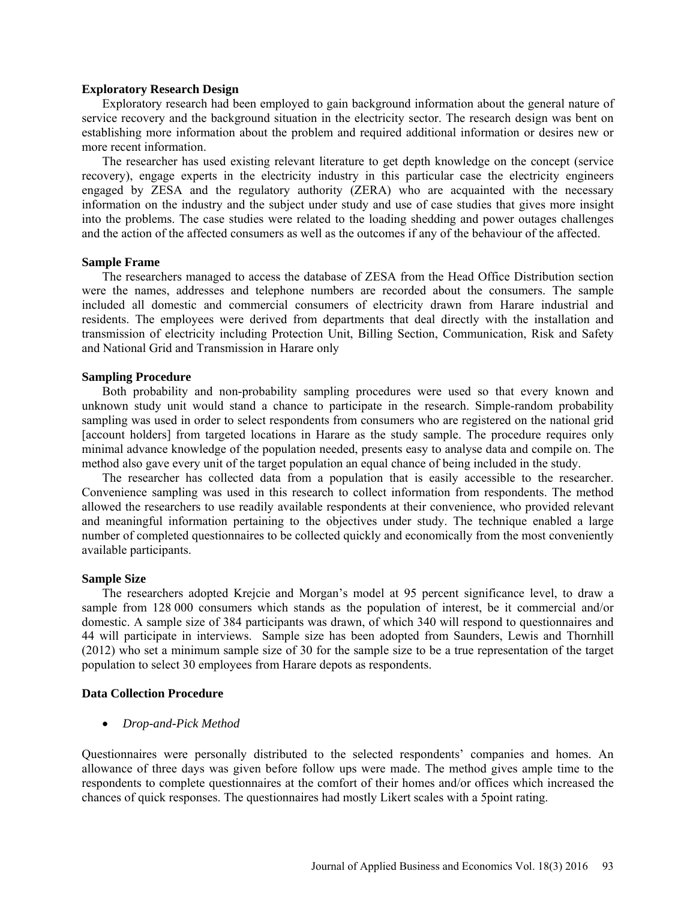**Exploratory Research Design**

Exploratory research had been employed to gain background information about the general nature of service recovery and the background situation in the electricity sector. The research design was bent on establishing more information about the problem and required additional information or desires new or more recent information.

The researcher has used existing relevant literature to get depth knowledge on the concept (service recovery), engage experts in the electricity industry in this particular case the electricity engineers engaged by ZESA and the regulatory authority (ZERA) who are acquainted with the necessary information on the industry and the subject under study and use of case studies that gives more insight into the problems. The case studies were related to the loading shedding and power outages challenges and the action of the affected consumers as well as the outcomes if any of the behaviour of the affected.

**Sample Frame**

The researchers managed to access the database of ZESA from the Head Office Distribution section were the names, addresses and telephone numbers are recorded about the consumers. The sample included all domestic and commercial consumers of electricity drawn from Harare industrial and residents. The employees were derived from departments that deal directly with the installation and transmission of electricity including Protection Unit, Billing Section, Communication, Risk and Safety and National Grid and Transmission in Harare only

**Sampling Procedure**

Both probability and non-probability sampling procedures were used so that every known and unknown study unit would stand a chance to participate in the research. Simple-random probability sampling was used in order to select respondents from consumers who are registered on the national grid [account holders] from targeted locations in Harare as the study sample. The procedure requires only minimal advance knowledge of the population needed, presents easy to analyse data and compile on. The method also gave every unit of the target population an equal chance of being included in the study.

The researcher has collected data from a population that is easily accessible to the researcher. Convenience sampling was used in this research to collect information from respondents. The method allowed the researchers to use readily available respondents at their convenience, who provided relevant and meaningful information pertaining to the objectives under study. The technique enabled a large number of completed questionnaires to be collected quickly and economically from the most conveniently available participants.

**Sample Size**

The researchers adopted Krejcie and Morgan's model at 95 percent significance level, to draw a sample from 128 000 consumers which stands as the population of interest, be it commercial and/or domestic. A sample size of 384 participants was drawn, of which 340 will respond to questionnaires and 44 will participate in interviews. Sample size has been adopted from Saunders, Lewis and Thornhill (2012) who set a minimum sample size of 30 for the sample size to be a true representation of the target population to select 30 employees from Harare depots as respondents.

**Data Collection Procedure**

- *Drop-and-Pick Method*

Questionnaires were personally distributed to the selected respondents' companies and homes. An allowance of three days was given before follow ups were made. The method gives ample time to the respondents to complete questionnaires at the comfort of their homes and/or offices which increased the chances of quick responses. The questionnaires had mostly Likert scales with a 5point rating.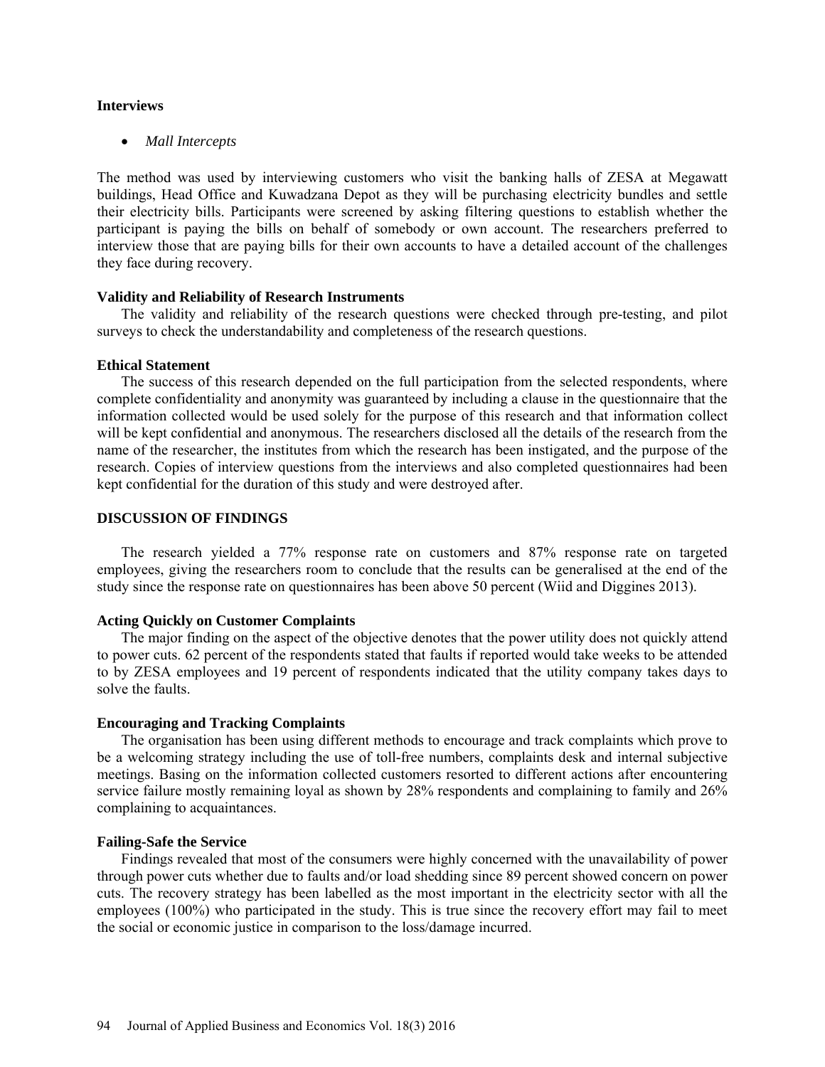### Interviews

- *Mall Intercepts*

The method was used by interviewing customers who visit the banking halls of ZESA at Megawatt buildings, Head Office and Kuwadzana Depot as they will be purchasing electricity bundles and settle their electricity bills. Participants were screened by asking filtering questions to establish whether the participant is paying the bills on behalf of somebody or own account. The researchers preferred to interview those that are paying bills for their own accounts to have a detailed account of the challenges they face during recovery.

### Validity and Reliability of Research Instruments

The validity and reliability of the research questions were checked through pre-testing, and pilot surveys to check the understandability and completeness of the research questions.

### Ethical Statement

The success of this research depended on the full participation from the selected respondents, where complete confidentiality and anonymity was guaranteed by including a clause in the questionnaire that the information collected would be used solely for the purpose of this research and that information collect will be kept confidential and anonymous. The researchers disclosed all the details of the research from the name of the researcher, the institutes from which the research has been instigated, and the purpose of the research. Copies of interview questions from the interviews and also completed questionnaires had been kept confidential for the duration of this study and were destroyed after.

## DISCUSSION OF FINDINGS

The research yielded a 77% response rate on customers and 87% response rate on targeted employees, giving the researchers room to conclude that the results can be generalised at the end of the study since the response rate on questionnaires has been above 50 percent (Wiid and Diggines 2013).

### Acting Quickly on Customer Complaints

The major finding on the aspect of the objective denotes that the power utility does not quickly attend to power cuts. 62 percent of the respondents stated that faults if reported would take weeks to be attended to by ZESA employees and 19 percent of respondents indicated that the utility company takes days to solve the faults.

### Encouraging and Tracking Complaints

The organisation has been using different methods to encourage and track complaints which prove to be a welcoming strategy including the use of toll-free numbers, complaints desk and internal subjective meetings. Basing on the information collected customers resorted to different actions after encountering service failure mostly remaining loyal as shown by 28% respondents and complaining to family and 26% complaining to acquaintances.

### Failing-Safe the Service

Findings revealed that most of the consumers were highly concerned with the unavailability of power through power cuts whether due to faults and/or load shedding since 89 percent showed concern on power cuts. The recovery strategy has been labelled as the most important in the electricity sector with all the employees (100%) who participated in the study. This is true since the recovery effort may fail to meet the social or economic justice in comparison to the loss/damage incurred.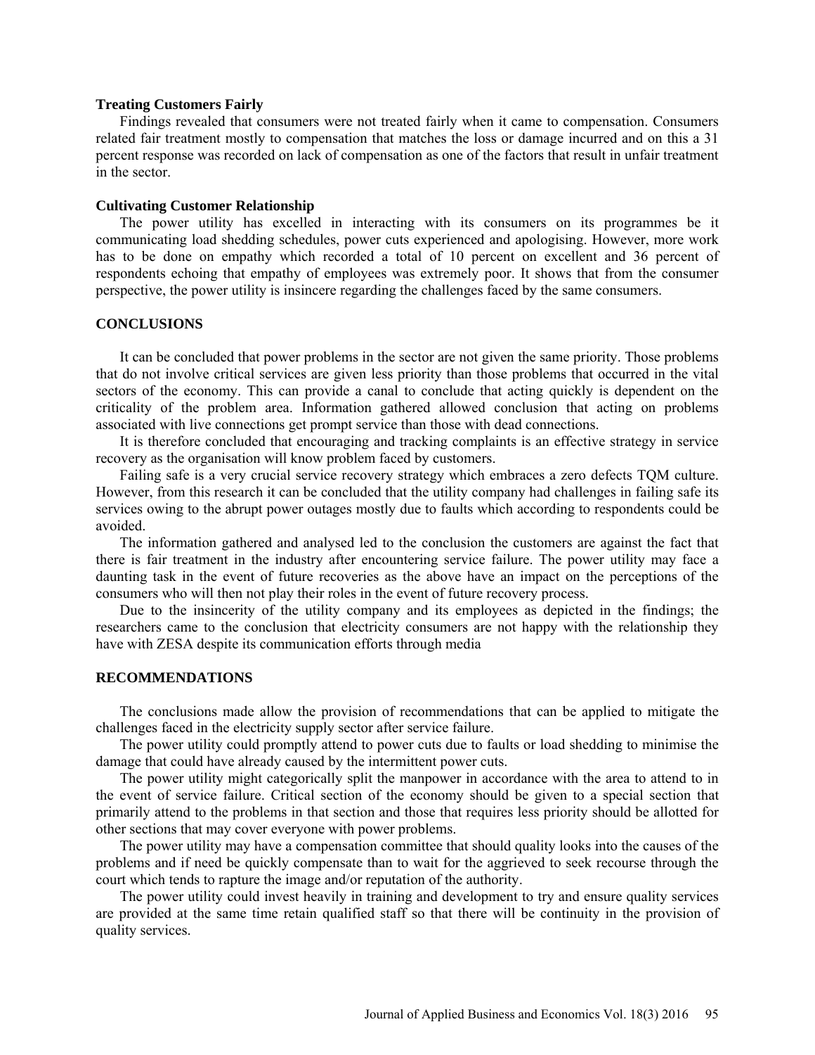**Treating Customers Fairly**

Findings revealed that consumers were not treated fairly when it came to compensation. Consumers related fair treatment mostly to compensation that matches the loss or damage incurred and on this a 31 percent response was recorded on lack of compensation as one of the factors that result in unfair treatment in the sector.

**Cultivating Customer Relationship**

The power utility has excelled in interacting with its consumers on its programmes be it communicating load shedding schedules, power cuts experienced and apologising. However, more work has to be done on empathy which recorded a total of 10 percent on excellent and 36 percent of respondents echoing that empathy of employees was extremely poor. It shows that from the consumer perspective, the power utility is insincere regarding the challenges faced by the same consumers.

## CONCLUSIONS

It can be concluded that power problems in the sector are not given the same priority. Those problems that do not involve critical services are given less priority than those problems that occurred in the vital sectors of the economy. This can provide a canal to conclude that acting quickly is dependent on the criticality of the problem area. Information gathered allowed conclusion that acting on problems associated with live connections get prompt service than those with dead connections.

It is therefore concluded that encouraging and tracking complaints is an effective strategy in service recovery as the organisation will know problem faced by customers.

Failing safe is a very crucial service recovery strategy which embraces a zero defects TQM culture. However, from this research it can be concluded that the utility company had challenges in failing safe its services owing to the abrupt power outages mostly due to faults which according to respondents could be avoided.

The information gathered and analysed led to the conclusion the customers are against the fact that there is fair treatment in the industry after encountering service failure. The power utility may face a daunting task in the event of future recoveries as the above have an impact on the perceptions of the consumers who will then not play their roles in the event of future recovery process.

Due to the insincerity of the utility company and its employees as depicted in the findings; the researchers came to the conclusion that electricity consumers are not happy with the relationship they have with ZESA despite its communication efforts through media

## RECOMMENDATIONS

The conclusions made allow the provision of recommendations that can be applied to mitigate the challenges faced in the electricity supply sector after service failure.

The power utility could promptly attend to power cuts due to faults or load shedding to minimise the damage that could have already caused by the intermittent power cuts.

The power utility might categorically split the manpower in accordance with the area to attend to in the event of service failure. Critical section of the economy should be given to a special section that primarily attend to the problems in that section and those that requires less priority should be allotted for other sections that may cover everyone with power problems.

The power utility may have a compensation committee that should quality looks into the causes of the problems and if need be quickly compensate than to wait for the aggrieved to seek recourse through the court which tends to rapture the image and/or reputation of the authority.

The power utility could invest heavily in training and development to try and ensure quality services are provided at the same time retain qualified staff so that there will be continuity in the provision of quality services.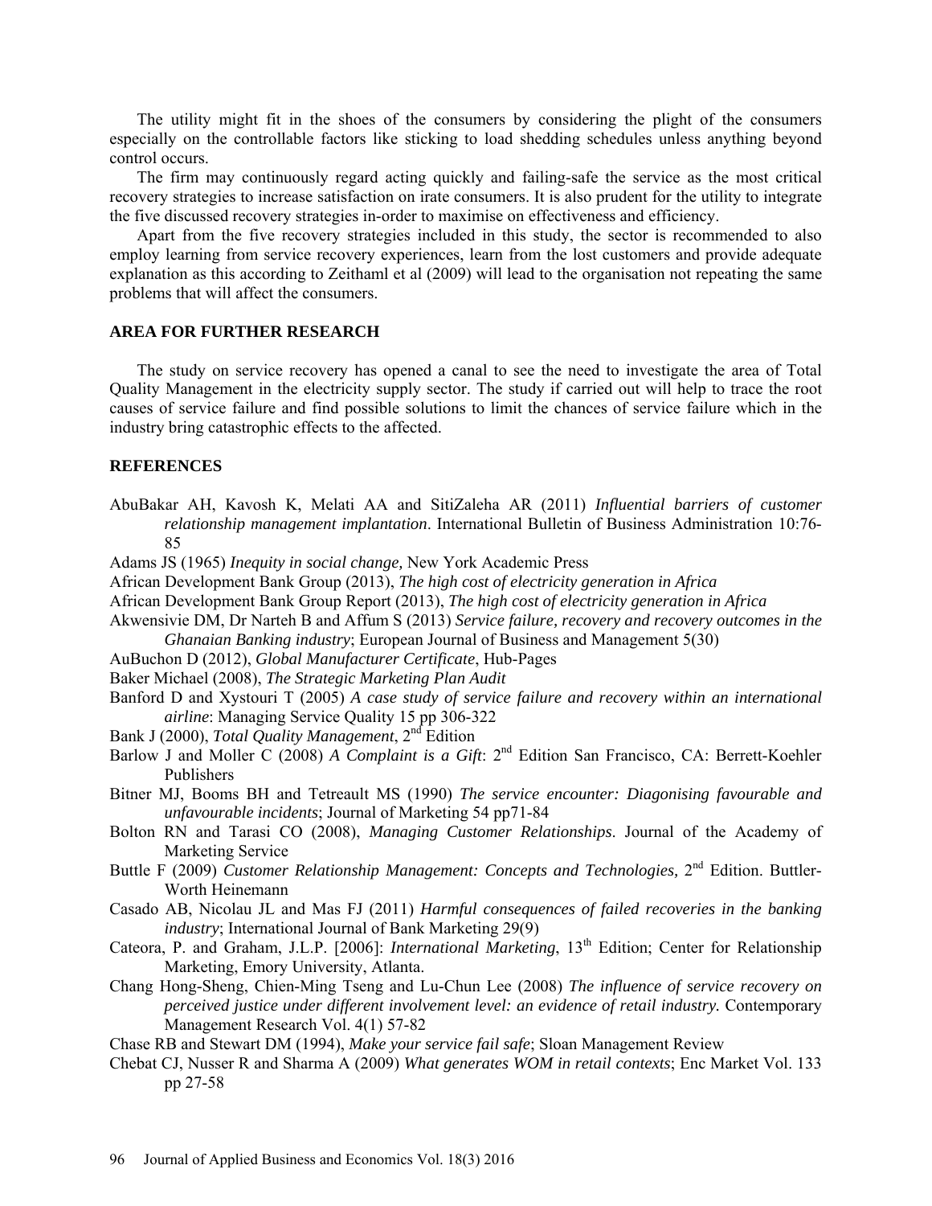The utility might fit in the shoes of the consumers by considering the plight of the consumers especially on the controllable factors like sticking to load shedding schedules unless anything beyond control occurs.

The firm may continuously regard acting quickly and failing-safe the service as the most critical recovery strategies to increase satisfaction on irate consumers. It is also prudent for the utility to integrate the five discussed recovery strategies in-order to maximise on effectiveness and efficiency.

Apart from the five recovery strategies included in this study, the sector is recommended to also employ learning from service recovery experiences, learn from the lost customers and provide adequate explanation as this according to Zeithaml et al (2009) will lead to the organisation not repeating the same problems that will affect the consumers.

## AREA FOR FURTHER RESEARCH

The study on service recovery has opened a canal to see the need to investigate the area of Total Quality Management in the electricity supply sector. The study if carried out will help to trace the root causes of service failure and find possible solutions to limit the chances of service failure which in the industry bring catastrophic effects to the affected.

## REFERENCES

AbuBakar AH, Kavosh K, Melati AA and SitiZaleha AR (2011) *Influential barriers of customer relationship management implantation*. International Bulletin of Business Administration 10:76-85

Adams JS (1965) *Inequity in social change,* New York Academic Press

African Development Bank Group (2013), *The high cost of electricity generation in Africa*

African Development Bank Group Report (2013), *The high cost of electricity generation in Africa*

Akwensivie DM, Dr Narteh B and Affum S (2013) *Service failure, recovery and recovery outcomes in the Ghanaian Banking industry*; European Journal of Business and Management 5(30)

AuBuchon D (2012), *Global Manufacturer Certificate*, Hub-Pages

Baker Michael (2008), *The Strategic Marketing Plan Audit*

Banford D and Xystouri T (2005) *A case study of service failure and recovery within an international airline*: Managing Service Quality 15 pp 306-322

Bank J (2000), *Total Quality Management*, 2nd Edition

Barlow J and Moller C (2008) *A Complaint is a Gift*: 2nd Edition San Francisco, CA: Berrett-Koehler Publishers

Bitner MJ, Booms BH and Tetreault MS (1990) *The service encounter: Diagonising favourable and unfavourable incidents*; Journal of Marketing 54 pp71-84

Bolton RN and Tarasi CO (2008), *Managing Customer Relationships*. Journal of the Academy of Marketing Service

Buttle F (2009) *Customer Relationship Management: Concepts and Technologies,* 2nd Edition. Buttler-Worth Heinemann

Casado AB, Nicolau JL and Mas FJ (2011) *Harmful consequences of failed recoveries in the banking industry*; International Journal of Bank Marketing 29(9)

Cateora, P. and Graham, J.L.P. [2006]: *International Marketing*, 13th Edition; Center for Relationship Marketing, Emory University, Atlanta.

Chang Hong-Sheng, Chien-Ming Tseng and Lu-Chun Lee (2008) *The influence of service recovery on perceived justice under different involvement level: an evidence of retail industry.* Contemporary Management Research Vol. 4(1) 57-82

Chase RB and Stewart DM (1994), *Make your service fail safe*; Sloan Management Review

Chebat CJ, Nusser R and Sharma A (2009) *What generates WOM in retail contexts*; Enc Market Vol. 133 pp 27-58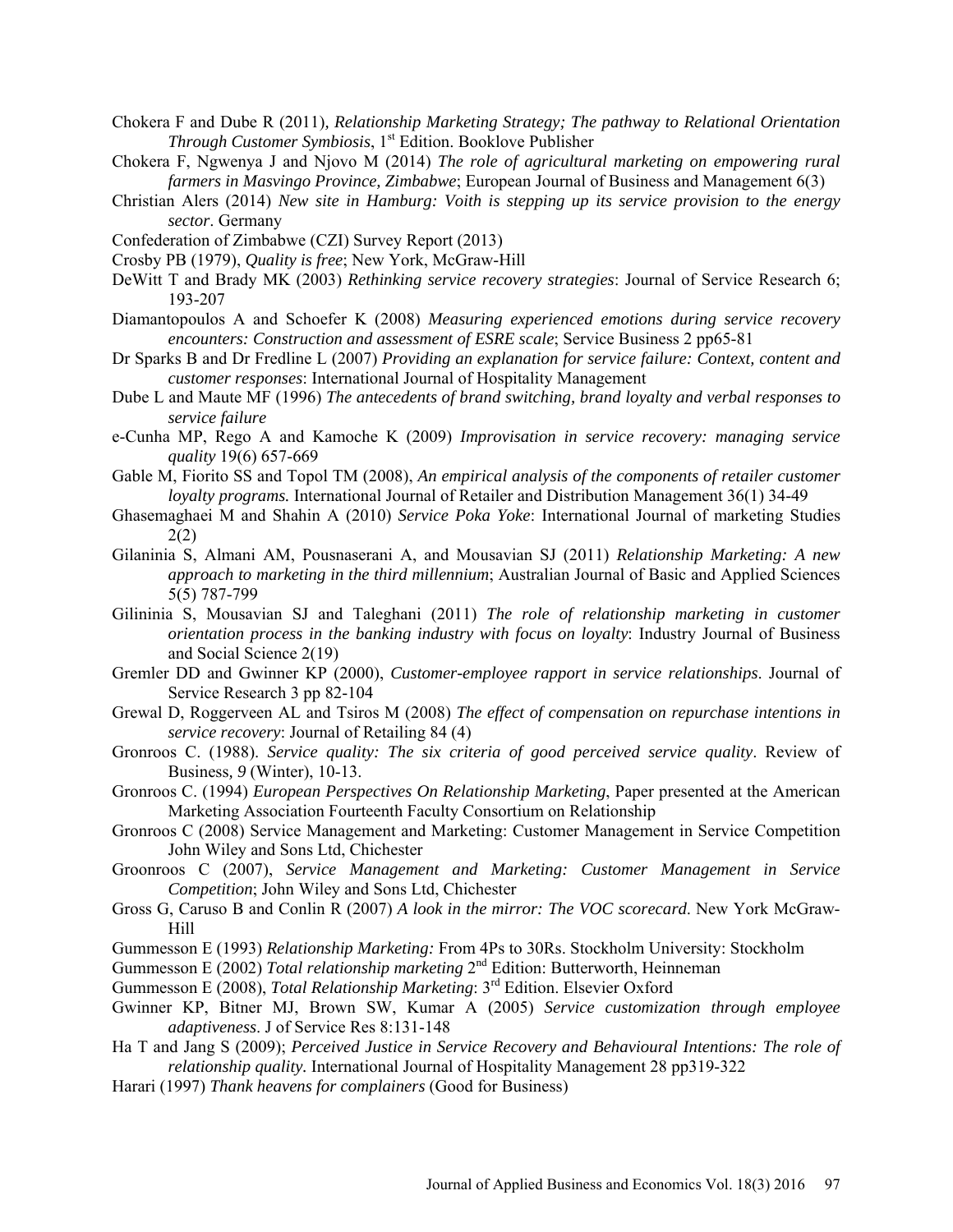Chokera F and Dube R (2011), *Relationship Marketing Strategy; The pathway to Relational Orientation Through Customer Symbiosis*, 1st Edition. Booklove Publisher

Chokera F, Ngwenya J and Njovo M (2014) *The role of agricultural marketing on empowering rural farmers in Masvingo Province, Zimbabwe*; European Journal of Business and Management 6(3)

Christian Alers (2014) *New site in Hamburg: Voith is stepping up its service provision to the energy sector*. Germany

Confederation of Zimbabwe (CZI) Survey Report (2013)

Crosby PB (1979), *Quality is free*; New York, McGraw-Hill

DeWitt T and Brady MK (2003) *Rethinking service recovery strategies*: Journal of Service Research 6; 193-207

Diamantopoulos A and Schoefer K (2008) *Measuring experienced emotions during service recovery encounters: Construction and assessment of ESRE scale*; Service Business 2 pp65-81

Dr Sparks B and Dr Fredline L (2007) *Providing an explanation for service failure: Context, content and customer responses*: International Journal of Hospitality Management

Dube L and Maute MF (1996) *The antecedents of brand switching, brand loyalty and verbal responses to service failure*

e-Cunha MP, Rego A and Kamoche K (2009) *Improvisation in service recovery: managing service quality* 19(6) 657-669

Gable M, Fiorito SS and Topol TM (2008), *An empirical analysis of the components of retailer customer loyalty programs.* International Journal of Retailer and Distribution Management 36(1) 34-49

Ghasemaghaei M and Shahin A (2010) *Service Poka Yoke*: International Journal of marketing Studies 2(2)

Gilaninia S, Almani AM, Pousnaserani A, and Mousavian SJ (2011) *Relationship Marketing: A new approach to marketing in the third millennium*; Australian Journal of Basic and Applied Sciences 5(5) 787-799

Gilininia S, Mousavian SJ and Taleghani (2011) *The role of relationship marketing in customer orientation process in the banking industry with focus on loyalty*: Industry Journal of Business and Social Science 2(19)

Gremler DD and Gwinner KP (2000), *Customer-employee rapport in service relationships*. Journal of Service Research 3 pp 82-104

Grewal D, Roggerveen AL and Tsiros M (2008) *The effect of compensation on repurchase intentions in service recovery*: Journal of Retailing 84 (4)

Gronroos C. (1988). *Service quality: The six criteria of good perceived service quality*. Review of Business, *9* (Winter), 10-13.

Gronroos C. (1994) *European Perspectives On Relationship Marketing*, Paper presented at the American Marketing Association Fourteenth Faculty Consortium on Relationship

Gronroos C (2008) Service Management and Marketing: Customer Management in Service Competition John Wiley and Sons Ltd, Chichester

Groonroos C (2007), *Service Management and Marketing: Customer Management in Service Competition*; John Wiley and Sons Ltd, Chichester

Gross G, Caruso B and Conlin R (2007) *A look in the mirror: The VOC scorecard*. New York McGraw-Hill

Gummesson E (1993) *Relationship Marketing:* From 4Ps to 30Rs. Stockholm University: Stockholm

Gummesson E (2002) *Total relationship marketing* 2nd Edition: Butterworth, Heinneman

Gummesson E (2008), *Total Relationship Marketing*: 3rd Edition. Elsevier Oxford

Gwinner KP, Bitner MJ, Brown SW, Kumar A (2005) *Service customization through employee adaptiveness*. J of Service Res 8:131-148

Ha T and Jang S (2009); *Perceived Justice in Service Recovery and Behavioural Intentions: The role of relationship quality.* International Journal of Hospitality Management 28 pp319-322

Harari (1997) *Thank heavens for complainers* (Good for Business)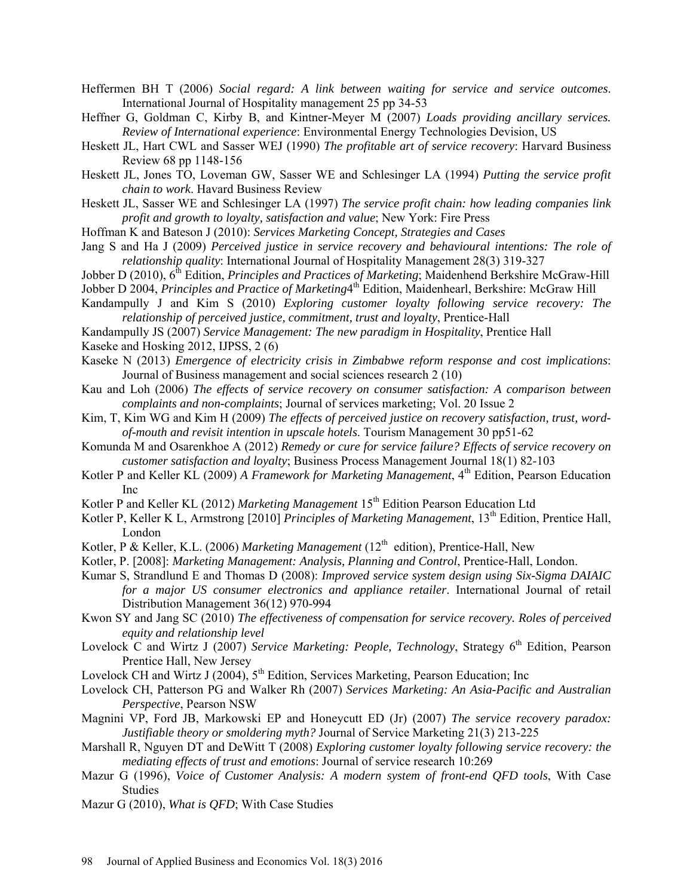Heffermen BH T (2006) *Social regard: A link between waiting for service and service outcomes*. International Journal of Hospitality management 25 pp 34-53

Heffner G, Goldman C, Kirby B, and Kintner-Meyer M (2007) *Loads providing ancillary services. Review of International experience*: Environmental Energy Technologies Devision, US

Heskett JL, Hart CWL and Sasser WEJ (1990) *The profitable art of service recovery*: Harvard Business Review 68 pp 1148-156

Heskett JL, Jones TO, Loveman GW, Sasser WE and Schlesinger LA (1994) *Putting the service profit chain to work*. Havard Business Review

Heskett JL, Sasser WE and Schlesinger LA (1997) *The service profit chain: how leading companies link profit and growth to loyalty, satisfaction and value*; New York: Fire Press

Hoffman K and Bateson J (2010): *Services Marketing Concept, Strategies and Cases*

Jang S and Ha J (2009) *Perceived justice in service recovery and behavioural intentions: The role of relationship quality*: International Journal of Hospitality Management 28(3) 319-327

Jobber D (2010), 6th Edition, *Principles and Practices of Marketing*; Maidenhend Berkshire McGraw-Hill

Jobber D 2004, *Principles and Practice of Marketing*4th Edition, Maidenhearl, Berkshire: McGraw Hill

Kandampully J and Kim S (2010) *Exploring customer loyalty following service recovery: The relationship of perceived justice, commitment, trust and loyalty*, Prentice-Hall

Kandampully JS (2007) *Service Management: The new paradigm in Hospitality*, Prentice Hall

Kaseke and Hosking 2012, IJPSS, 2 (6)

Kaseke N (2013) *Emergence of electricity crisis in Zimbabwe reform response and cost implications*: Journal of Business management and social sciences research 2 (10)

Kau and Loh (2006) *The effects of service recovery on consumer satisfaction: A comparison between complaints and non-complaints*; Journal of services marketing; Vol. 20 Issue 2

Kim, T, Kim WG and Kim H (2009) *The effects of perceived justice on recovery satisfaction, trust, word-of-mouth and revisit intention in upscale hotels*. Tourism Management 30 pp51-62

Komunda M and Osarenkhoe A (2012) *Remedy or cure for service failure? Effects of service recovery on customer satisfaction and loyalty*; Business Process Management Journal 18(1) 82-103

Kotler P and Keller KL (2009) *A Framework for Marketing Management*, 4th Edition, Pearson Education Inc

Kotler P and Keller KL (2012) *Marketing Management* 15th Edition Pearson Education Ltd

Kotler P, Keller K L, Armstrong [2010] *Principles of Marketing Management*, 13th Edition, Prentice Hall, London

Kotler, P & Keller, K.L. (2006) *Marketing Management* (12th edition), Prentice-Hall, New

Kotler, P. [2008]: *Marketing Management: Analysis, Planning and Control*, Prentice-Hall, London.

Kumar S, Strandlund E and Thomas D (2008): *Improved service system design using Six-Sigma DAIAIC for a major US consumer electronics and appliance retailer*. International Journal of retail Distribution Management 36(12) 970-994

Kwon SY and Jang SC (2010) *The effectiveness of compensation for service recovery. Roles of perceived equity and relationship level*

Lovelock C and Wirtz J (2007) *Service Marketing: People, Technology*, Strategy 6th Edition, Pearson Prentice Hall, New Jersey

Lovelock CH and Wirtz J (2004), 5th Edition, Services Marketing, Pearson Education; Inc

Lovelock CH, Patterson PG and Walker Rh (2007) *Services Marketing: An Asia-Pacific and Australian Perspective*, Pearson NSW

Magnini VP, Ford JB, Markowski EP and Honeycutt ED (Jr) (2007) *The service recovery paradox: Justifiable theory or smoldering myth?* Journal of Service Marketing 21(3) 213-225

Marshall R, Nguyen DT and DeWitt T (2008) *Exploring customer loyalty following service recovery: the mediating effects of trust and emotions*: Journal of service research 10:269

Mazur G (1996), *Voice of Customer Analysis: A modern system of front-end QFD tools*, With Case Studies

Mazur G (2010), *What is QFD*; With Case Studies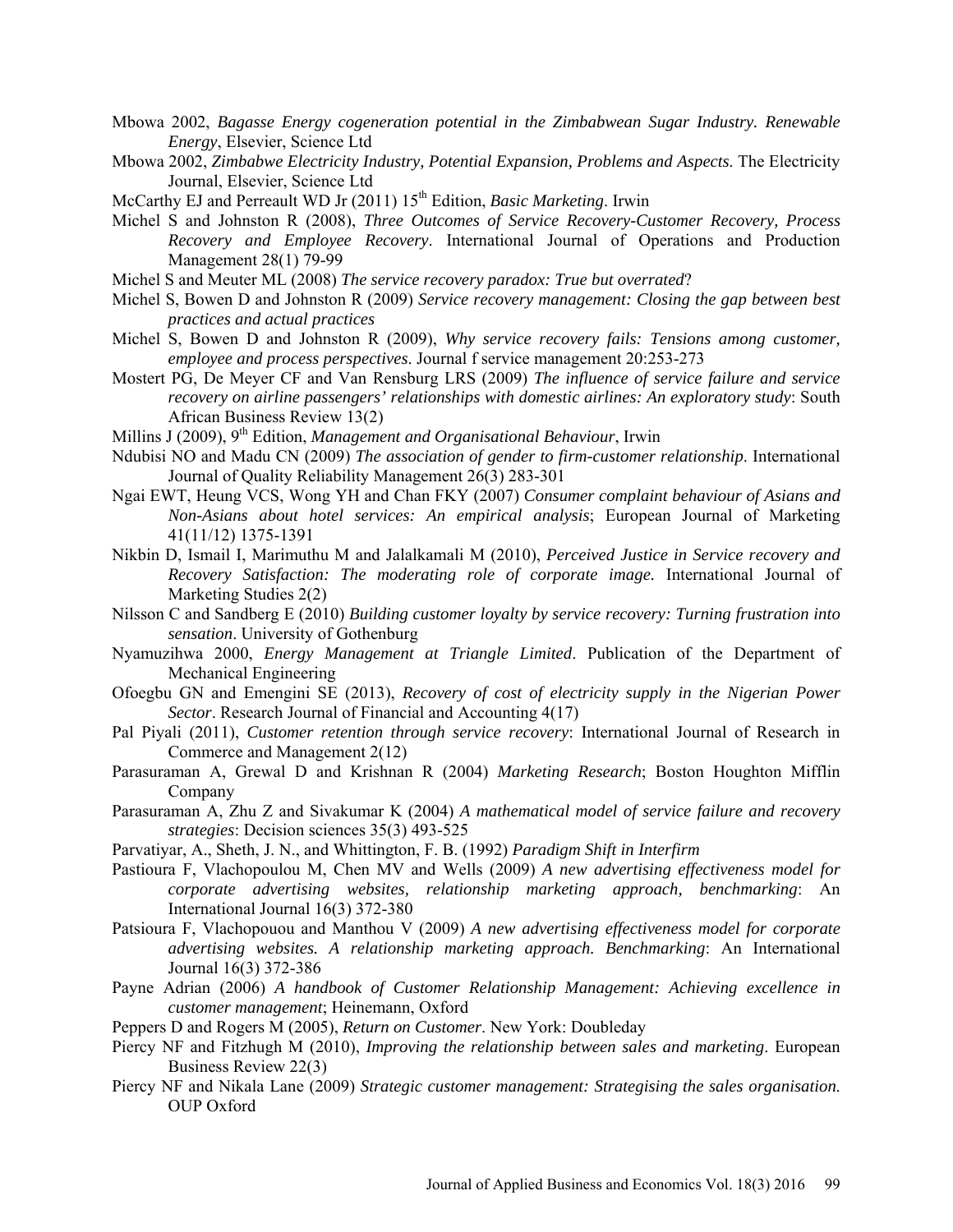Mbowa 2002, *Bagasse Energy cogeneration potential in the Zimbabwean Sugar Industry. Renewable Energy*, Elsevier, Science Ltd

Mbowa 2002, *Zimbabwe Electricity Industry, Potential Expansion, Problems and Aspects*. The Electricity Journal, Elsevier, Science Ltd

McCarthy EJ and Perreault WD Jr (2011) 15th Edition, *Basic Marketing*. Irwin

Michel S and Johnston R (2008), *Three Outcomes of Service Recovery-Customer Recovery, Process Recovery and Employee Recovery*. International Journal of Operations and Production Management 28(1) 79-99

Michel S and Meuter ML (2008) *The service recovery paradox: True but overrated*?

Michel S, Bowen D and Johnston R (2009) *Service recovery management: Closing the gap between best practices and actual practices*

Michel S, Bowen D and Johnston R (2009), *Why service recovery fails: Tensions among customer, employee and process perspectives*. Journal f service management 20:253-273

Mostert PG, De Meyer CF and Van Rensburg LRS (2009) *The influence of service failure and service recovery on airline passengers' relationships with domestic airlines: An exploratory study*: South African Business Review 13(2)

Millins J (2009), 9th Edition, *Management and Organisational Behaviour*, Irwin

Ndubisi NO and Madu CN (2009) *The association of gender to firm-customer relationship*. International Journal of Quality Reliability Management 26(3) 283-301

Ngai EWT, Heung VCS, Wong YH and Chan FKY (2007) *Consumer complaint behaviour of Asians and Non-Asians about hotel services: An empirical analysis*; European Journal of Marketing 41(11/12) 1375-1391

Nikbin D, Ismail I, Marimuthu M and Jalalkamali M (2010), *Perceived Justice in Service recovery and Recovery Satisfaction: The moderating role of corporate image.* International Journal of Marketing Studies 2(2)

Nilsson C and Sandberg E (2010) *Building customer loyalty by service recovery: Turning frustration into sensation*. University of Gothenburg

Nyamuzihwa 2000, *Energy Management at Triangle Limited*. Publication of the Department of Mechanical Engineering

Ofoegbu GN and Emengini SE (2013), *Recovery of cost of electricity supply in the Nigerian Power Sector*. Research Journal of Financial and Accounting 4(17)

Pal Piyali (2011), *Customer retention through service recovery*: International Journal of Research in Commerce and Management 2(12)

Parasuraman A, Grewal D and Krishnan R (2004) *Marketing Research*; Boston Houghton Mifflin Company

Parasuraman A, Zhu Z and Sivakumar K (2004) *A mathematical model of service failure and recovery strategies*: Decision sciences 35(3) 493-525

Parvatiyar, A., Sheth, J. N., and Whittington, F. B. (1992) *Paradigm Shift in Interfirm*

Pastioura F, Vlachopoulou M, Chen MV and Wells (2009) *A new advertising effectiveness model for corporate advertising websites, relationship marketing approach, benchmarking*: An International Journal 16(3) 372-380

Patsioura F, Vlachopouou and Manthou V (2009) *A new advertising effectiveness model for corporate advertising websites. A relationship marketing approach. Benchmarking*: An International Journal 16(3) 372-386

Payne Adrian (2006) *A handbook of Customer Relationship Management: Achieving excellence in customer management*; Heinemann, Oxford

Peppers D and Rogers M (2005), *Return on Customer*. New York: Doubleday

Piercy NF and Fitzhugh M (2010), *Improving the relationship between sales and marketing*. European Business Review 22(3)

Piercy NF and Nikala Lane (2009) *Strategic customer management: Strategising the sales organisation.* OUP Oxford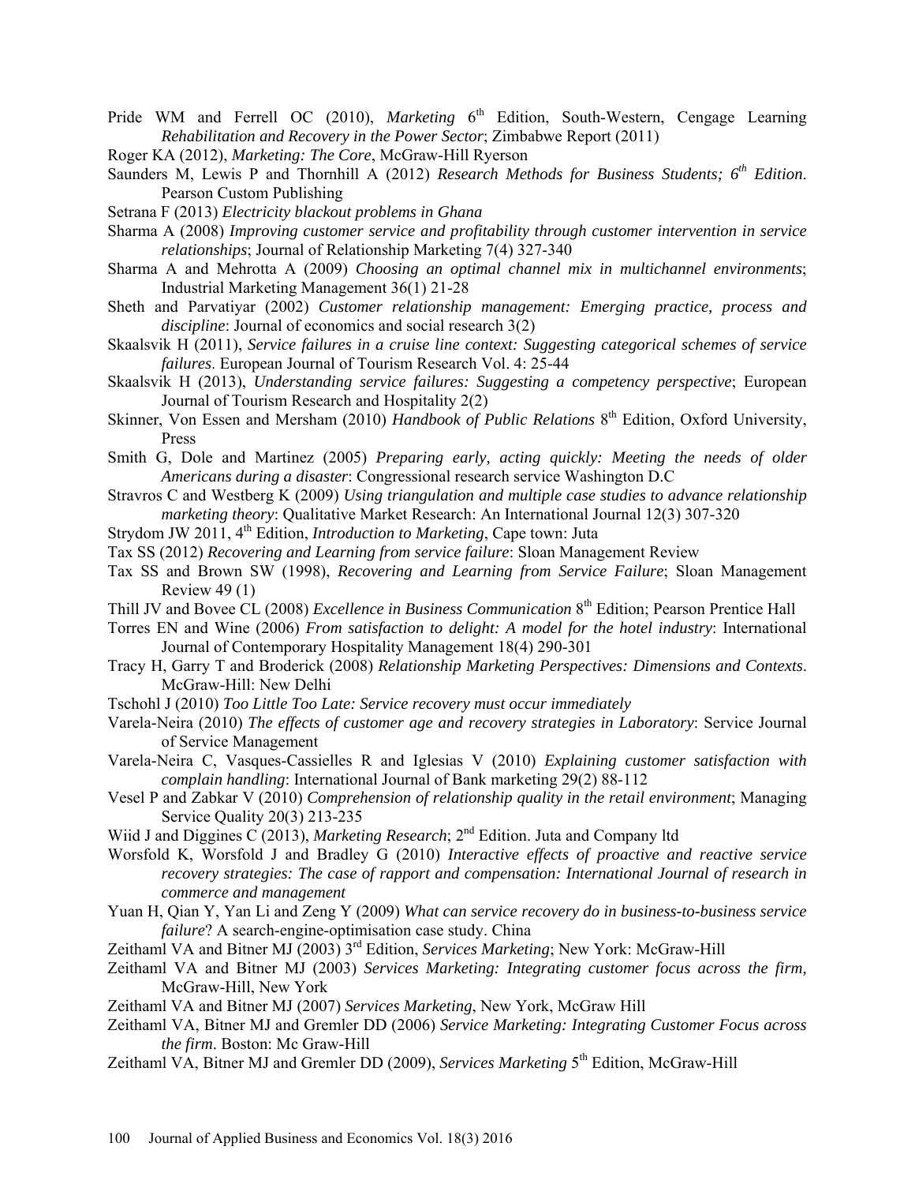Pride WM and Ferrell OC (2010), *Marketing* 6th Edition, South-Western, Cengage Learning *Rehabilitation and Recovery in the Power Sector*; Zimbabwe Report (2011)

Roger KA (2012), *Marketing: The Core*, McGraw-Hill Ryerson

Saunders M, Lewis P and Thornhill A (2012) *Research Methods for Business Students; 6th Edition*. Pearson Custom Publishing

Setrana F (2013) *Electricity blackout problems in Ghana*

Sharma A (2008) *Improving customer service and profitability through customer intervention in service relationships*; Journal of Relationship Marketing 7(4) 327-340

Sharma A and Mehrotta A (2009) *Choosing an optimal channel mix in multichannel environments*; Industrial Marketing Management 36(1) 21-28

Sheth and Parvatiyar (2002) *Customer relationship management: Emerging practice, process and discipline*: Journal of economics and social research 3(2)

Skaalsvik H (2011), *Service failures in a cruise line context: Suggesting categorical schemes of service failures*. European Journal of Tourism Research Vol. 4: 25-44

Skaalsvik H (2013), *Understanding service failures: Suggesting a competency perspective*; European Journal of Tourism Research and Hospitality 2(2)

Skinner, Von Essen and Mersham (2010) *Handbook of Public Relations* 8th Edition, Oxford University, Press

Smith G, Dole and Martinez (2005) *Preparing early, acting quickly: Meeting the needs of older Americans during a disaster*: Congressional research service Washington D.C

Stravros C and Westberg K (2009) *Using triangulation and multiple case studies to advance relationship marketing theory*: Qualitative Market Research: An International Journal 12(3) 307-320

Strydom JW 2011, 4th Edition, *Introduction to Marketing*, Cape town: Juta

Tax SS (2012) *Recovering and Learning from service failure*: Sloan Management Review

Tax SS and Brown SW (1998), *Recovering and Learning from Service Failure*; Sloan Management Review 49 (1)

Thill JV and Bovee CL (2008) *Excellence in Business Communication* 8th Edition; Pearson Prentice Hall

Torres EN and Wine (2006) *From satisfaction to delight: A model for the hotel industry*: International Journal of Contemporary Hospitality Management 18(4) 290-301

Tracy H, Garry T and Broderick (2008) *Relationship Marketing Perspectives: Dimensions and Contexts*. McGraw-Hill: New Delhi

Tschohl J (2010) *Too Little Too Late: Service recovery must occur immediately*

Varela-Neira (2010) *The effects of customer age and recovery strategies in Laboratory*: Service Journal of Service Management

Varela-Neira C, Vasques-Cassielles R and Iglesias V (2010) *Explaining customer satisfaction with complain handling*: International Journal of Bank marketing 29(2) 88-112

Vesel P and Zabkar V (2010) *Comprehension of relationship quality in the retail environment*; Managing Service Quality 20(3) 213-235

Wiid J and Diggines C (2013), *Marketing Research*; 2nd Edition. Juta and Company ltd

Worsfold K, Worsfold J and Bradley G (2010) *Interactive effects of proactive and reactive service recovery strategies: The case of rapport and compensation: International Journal of research in commerce and management*

Yuan H, Qian Y, Yan Li and Zeng Y (2009) *What can service recovery do in business-to-business service failure*? A search-engine-optimisation case study. China

Zeithaml VA and Bitner MJ (2003) 3rd Edition, *Services Marketing*; New York: McGraw-Hill

Zeithaml VA and Bitner MJ (2003) *Services Marketing: Integrating customer focus across the firm,* McGraw-Hill, New York

Zeithaml VA and Bitner MJ (2007) *Services Marketing*, New York, McGraw Hill

Zeithaml VA, Bitner MJ and Gremler DD (2006) *Service Marketing: Integrating Customer Focus across the firm*. Boston: Mc Graw-Hill

Zeithaml VA, Bitner MJ and Gremler DD (2009), *Services Marketing* 5th Edition, McGraw-Hill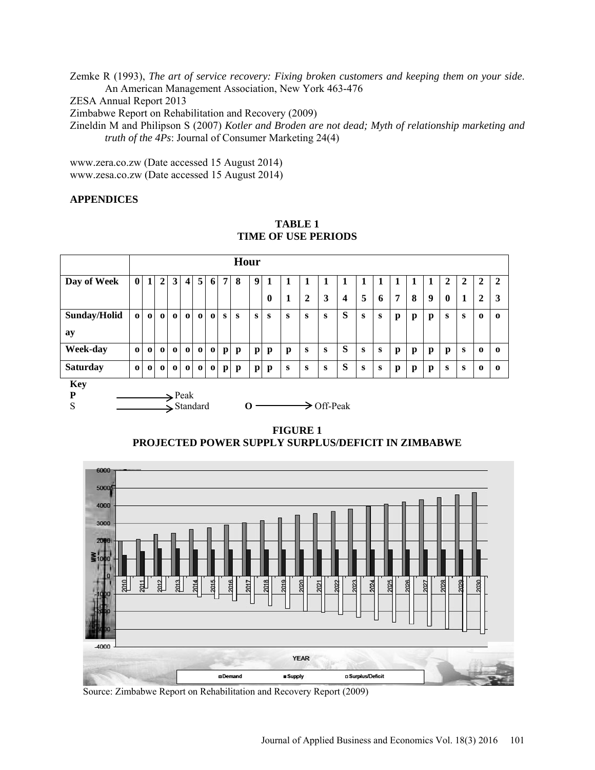Zemke R (1993), *The art of service recovery: Fixing broken customers and keeping them on your side.* An American Management Association, New York 463-476

ZESA Annual Report 2013

Zimbabwe Report on Rehabilitation and Recovery (2009)

Zineldin M and Philipson S (2007) *Kotler and Broden are not dead; Myth of relationship marketing and truth of the 4Ps*: Journal of Consumer Marketing 24(4)

www.zera.co.zw (Date accessed 15 August 2014)
www.zesa.co.zw (Date accessed 15 August 2014)

## APPENDICES

**TABLE 1**
**TIME OF USE PERIODS**

| | Hour | | | | | | | | | | | | | | | | | | | | | | | |
|---|---|---|---|---|---|---|---|---|---|---|---|---|---|---|---|---|---|---|---|---|---|---|---|---|
| **Day of Week** | **0** | **1** | **2** | **3** | **4** | **5** | **6** | **7** | **8** | **9** | **10** | **11** | **12** | **13** | **14** | **15** | **16** | **17** | **18** | **19** | **20** | **21** | **22** | **23** |
| **Sunday/Holiday** | o | o | o | o | o | o | o | s | s | s | s | s | s | s | S | s | s | p | p | p | s | s | o | o |
| **Week-day** | o | o | o | o | o | o | o | p | p | p | p | p | s | s | S | s | s | p | p | p | p | s | o | o |
| **Saturday** | o | o | o | o | o | o | o | p | p | p | p | s | s | s | S | s | s | p | p | p | s | s | o | o |

**Key**
**P** ⟶ Peak
S ⟶ Standard
**O** ⟶ Off-Peak

**FIGURE 1**
**PROJECTED POWER SUPPLY SURPLUS/DEFICIT IN ZIMBABWE**

Source: Zimbabwe Report on Rehabilitation and Recovery Report (2009)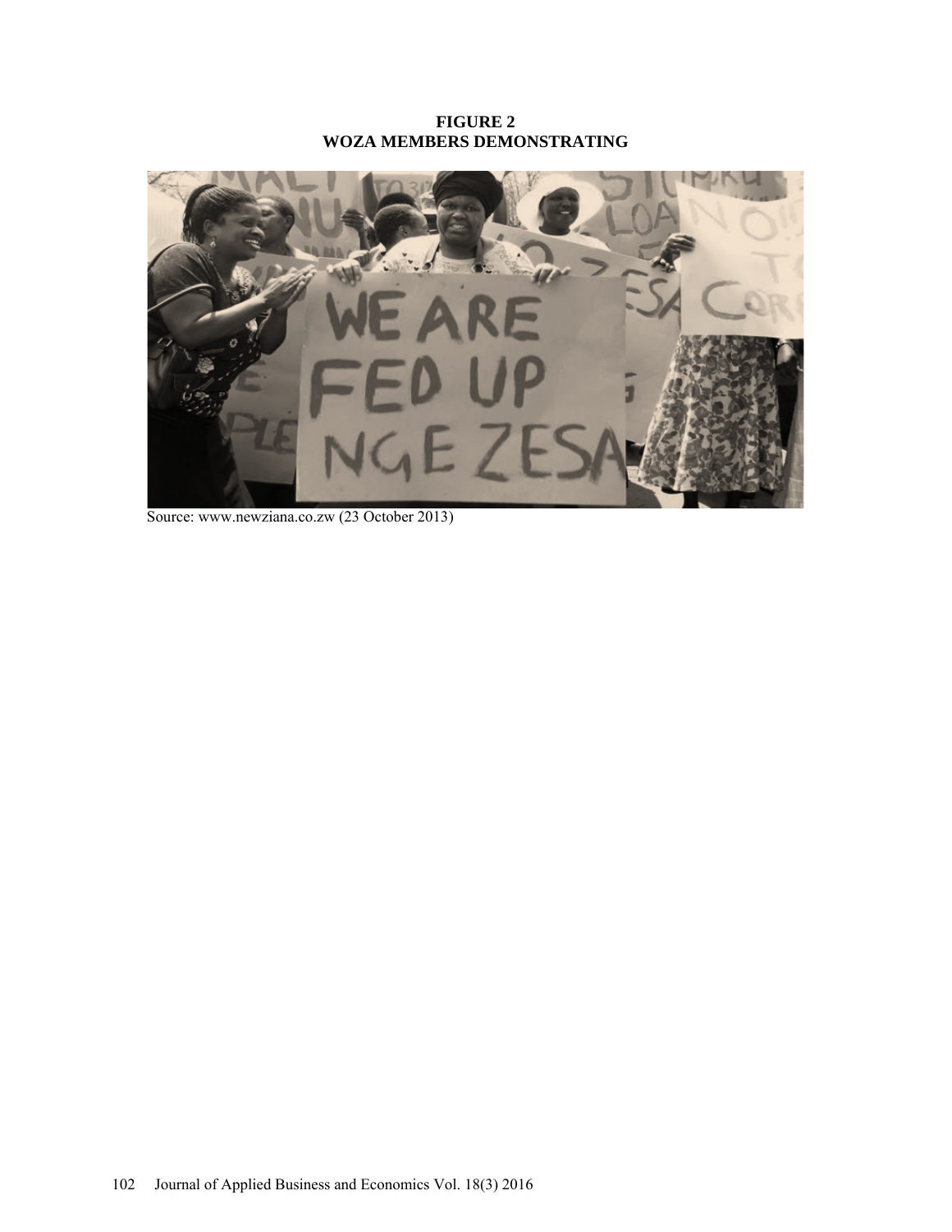**FIGURE 2**
**WOZA MEMBERS DEMONSTRATING**

Source: www.newziana.co.zw (23 October 2013)